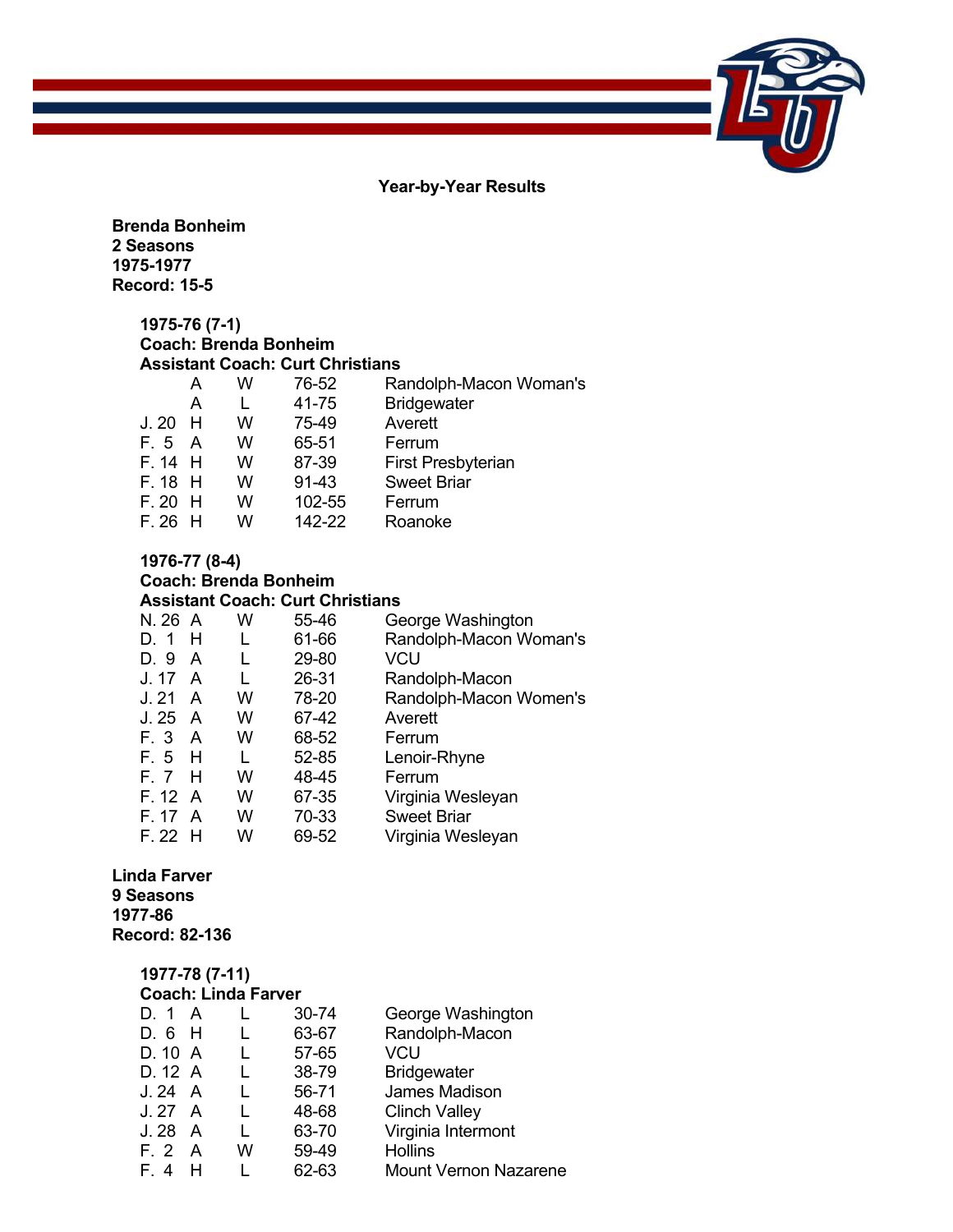# Year-by-Year Results

**Brenda Bonheim**
**2 Seasons**
**1975-1977**
**Record: 15-5**

**1975-76 (7-1)**
**Coach: Brenda Bonheim**
**Assistant Coach: Curt Christians**

| Date | Site | Result | Score | Opponent |
|---|---|---|---|---|
| | A | W | 76-52 | Randolph-Macon Woman's |
| | A | L | 41-75 | Bridgewater |
| J. 20 | H | W | 75-49 | Averett |
| F. 5 | A | W | 65-51 | Ferrum |
| F. 14 | H | W | 87-39 | First Presbyterian |
| F. 18 | H | W | 91-43 | Sweet Briar |
| F. 20 | H | W | 102-55 | Ferrum |
| F. 26 | H | W | 142-22 | Roanoke |

**1976-77 (8-4)**
**Coach: Brenda Bonheim**
**Assistant Coach: Curt Christians**

| Date | Site | Result | Score | Opponent |
|---|---|---|---|---|
| N. 26 | A | W | 55-46 | George Washington |
| D. 1 | H | L | 61-66 | Randolph-Macon Woman's |
| D. 9 | A | L | 29-80 | VCU |
| J. 17 | A | L | 26-31 | Randolph-Macon |
| J. 21 | A | W | 78-20 | Randolph-Macon Women's |
| J. 25 | A | W | 67-42 | Averett |
| F. 3 | A | W | 68-52 | Ferrum |
| F. 5 | H | L | 52-85 | Lenoir-Rhyne |
| F. 7 | H | W | 48-45 | Ferrum |
| F. 12 | A | W | 67-35 | Virginia Wesleyan |
| F. 17 | A | W | 70-33 | Sweet Briar |
| F. 22 | H | W | 69-52 | Virginia Wesleyan |

**Linda Farver**
**9 Seasons**
**1977-86**
**Record: 82-136**

**1977-78 (7-11)**
**Coach: Linda Farver**

| Date | Site | Result | Score | Opponent |
|---|---|---|---|---|
| D. 1 | A | L | 30-74 | George Washington |
| D. 6 | H | L | 63-67 | Randolph-Macon |
| D. 10 | A | L | 57-65 | VCU |
| D. 12 | A | L | 38-79 | Bridgewater |
| J. 24 | A | L | 56-71 | James Madison |
| J. 27 | A | L | 48-68 | Clinch Valley |
| J. 28 | A | L | 63-70 | Virginia Intermont |
| F. 2 | A | W | 59-49 | Hollins |
| F. 4 | H | L | 62-63 | Mount Vernon Nazarene |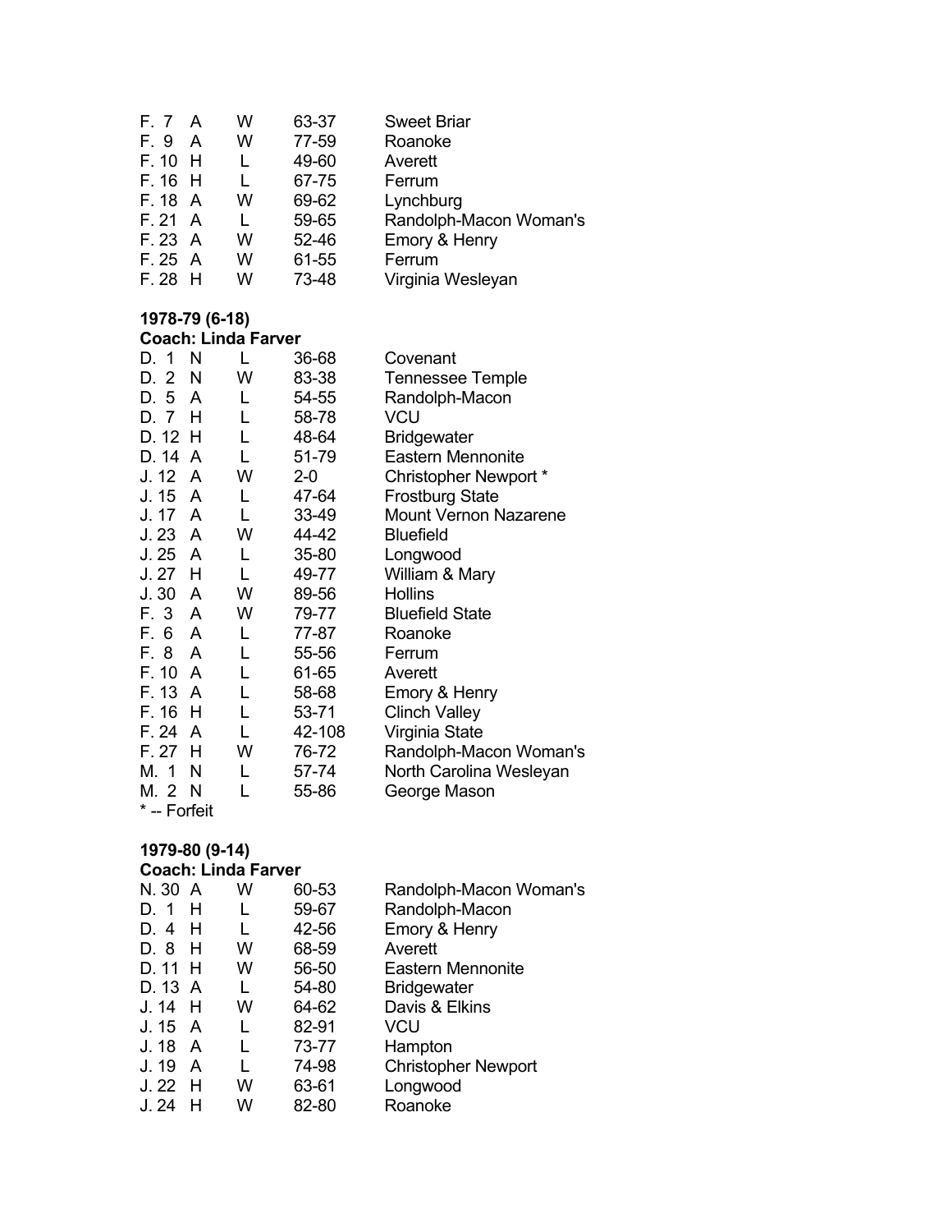| | | | | |
|---|---|---|---|---|
| F. 7 | A | W | 63-37 | Sweet Briar |
| F. 9 | A | W | 77-59 | Roanoke |
| F. 10 | H | L | 49-60 | Averett |
| F. 16 | H | L | 67-75 | Ferrum |
| F. 18 | A | W | 69-62 | Lynchburg |
| F. 21 | A | L | 59-65 | Randolph-Macon Woman's |
| F. 23 | A | W | 52-46 | Emory & Henry |
| F. 25 | A | W | 61-55 | Ferrum |
| F. 28 | H | W | 73-48 | Virginia Wesleyan |

**1978-79 (6-18)**
**Coach: Linda Farver**

| | | | | |
|---|---|---|---|---|
| D. 1 | N | L | 36-68 | Covenant |
| D. 2 | N | W | 83-38 | Tennessee Temple |
| D. 5 | A | L | 54-55 | Randolph-Macon |
| D. 7 | H | L | 58-78 | VCU |
| D. 12 | H | L | 48-64 | Bridgewater |
| D. 14 | A | L | 51-79 | Eastern Mennonite |
| J. 12 | A | W | 2-0 | Christopher Newport * |
| J. 15 | A | L | 47-64 | Frostburg State |
| J. 17 | A | L | 33-49 | Mount Vernon Nazarene |
| J. 23 | A | W | 44-42 | Bluefield |
| J. 25 | A | L | 35-80 | Longwood |
| J. 27 | H | L | 49-77 | William & Mary |
| J. 30 | A | W | 89-56 | Hollins |
| F. 3 | A | W | 79-77 | Bluefield State |
| F. 6 | A | L | 77-87 | Roanoke |
| F. 8 | A | L | 55-56 | Ferrum |
| F. 10 | A | L | 61-65 | Averett |
| F. 13 | A | L | 58-68 | Emory & Henry |
| F. 16 | H | L | 53-71 | Clinch Valley |
| F. 24 | A | L | 42-108 | Virginia State |
| F. 27 | H | W | 76-72 | Randolph-Macon Woman's |
| M. 1 | N | L | 57-74 | North Carolina Wesleyan |
| M. 2 | N | L | 55-86 | George Mason |

* -- Forfeit

**1979-80 (9-14)**
**Coach: Linda Farver**

| | | | | |
|---|---|---|---|---|
| N. 30 | A | W | 60-53 | Randolph-Macon Woman's |
| D. 1 | H | L | 59-67 | Randolph-Macon |
| D. 4 | H | L | 42-56 | Emory & Henry |
| D. 8 | H | W | 68-59 | Averett |
| D. 11 | H | W | 56-50 | Eastern Mennonite |
| D. 13 | A | L | 54-80 | Bridgewater |
| J. 14 | H | W | 64-62 | Davis & Elkins |
| J. 15 | A | L | 82-91 | VCU |
| J. 18 | A | L | 73-77 | Hampton |
| J. 19 | A | L | 74-98 | Christopher Newport |
| J. 22 | H | W | 63-61 | Longwood |
| J. 24 | H | W | 82-80 | Roanoke |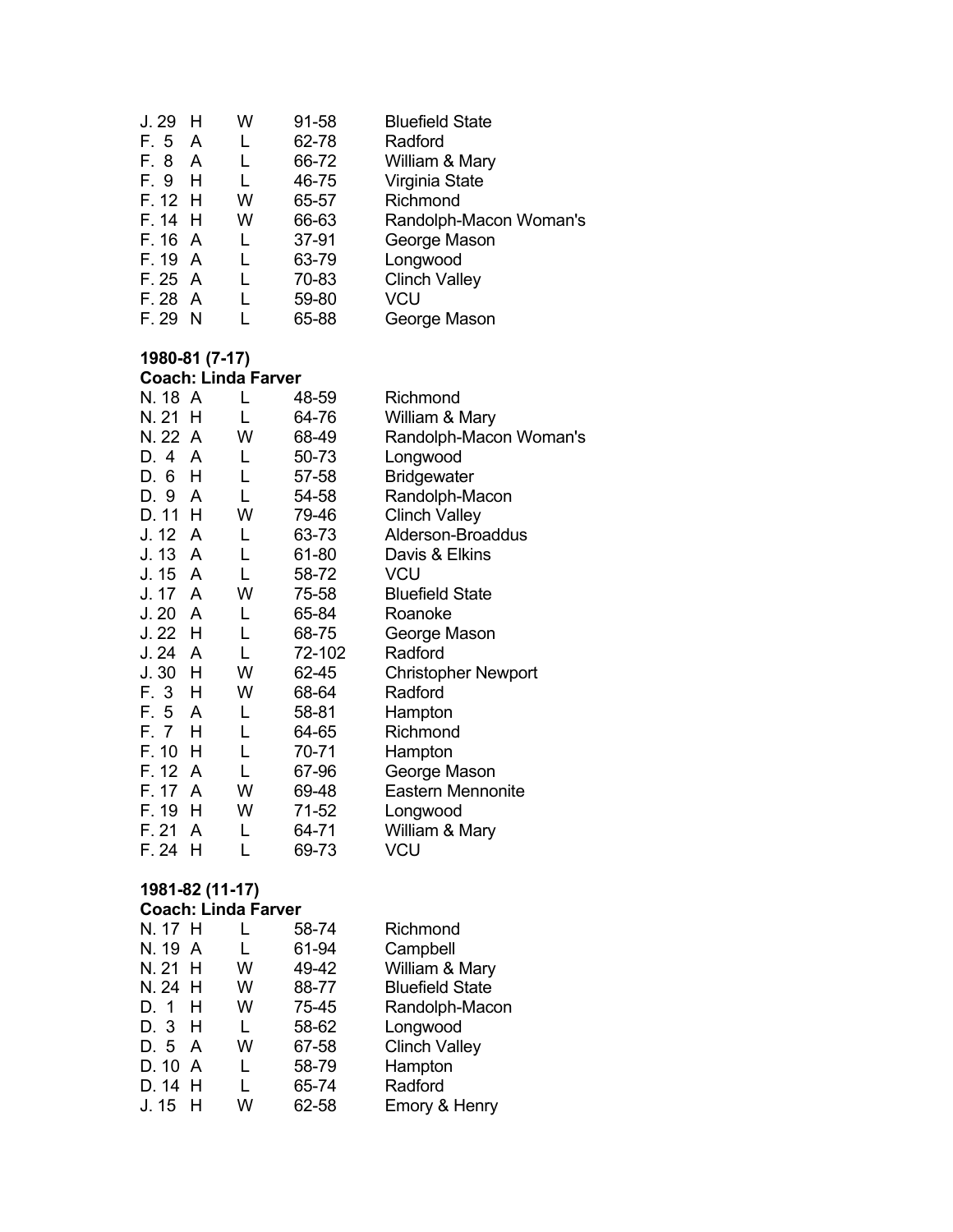| | | | | |
|---|---|---|---|---|
| J. 29 | H | W | 91-58 | Bluefield State |
| F. 5 | A | L | 62-78 | Radford |
| F. 8 | A | L | 66-72 | William & Mary |
| F. 9 | H | L | 46-75 | Virginia State |
| F. 12 | H | W | 65-57 | Richmond |
| F. 14 | H | W | 66-63 | Randolph-Macon Woman's |
| F. 16 | A | L | 37-91 | George Mason |
| F. 19 | A | L | 63-79 | Longwood |
| F. 25 | A | L | 70-83 | Clinch Valley |
| F. 28 | A | L | 59-80 | VCU |
| F. 29 | N | L | 65-88 | George Mason |

**1980-81 (7-17)**
**Coach: Linda Farver**

| | | | | |
|---|---|---|---|---|
| N. 18 | A | L | 48-59 | Richmond |
| N. 21 | H | L | 64-76 | William & Mary |
| N. 22 | A | W | 68-49 | Randolph-Macon Woman's |
| D. 4 | A | L | 50-73 | Longwood |
| D. 6 | H | L | 57-58 | Bridgewater |
| D. 9 | A | L | 54-58 | Randolph-Macon |
| D. 11 | H | W | 79-46 | Clinch Valley |
| J. 12 | A | L | 63-73 | Alderson-Broaddus |
| J. 13 | A | L | 61-80 | Davis & Elkins |
| J. 15 | A | L | 58-72 | VCU |
| J. 17 | A | W | 75-58 | Bluefield State |
| J. 20 | A | L | 65-84 | Roanoke |
| J. 22 | H | L | 68-75 | George Mason |
| J. 24 | A | L | 72-102 | Radford |
| J. 30 | H | W | 62-45 | Christopher Newport |
| F. 3 | H | W | 68-64 | Radford |
| F. 5 | A | L | 58-81 | Hampton |
| F. 7 | H | L | 64-65 | Richmond |
| F. 10 | H | L | 70-71 | Hampton |
| F. 12 | A | L | 67-96 | George Mason |
| F. 17 | A | W | 69-48 | Eastern Mennonite |
| F. 19 | H | W | 71-52 | Longwood |
| F. 21 | A | L | 64-71 | William & Mary |
| F. 24 | H | L | 69-73 | VCU |

**1981-82 (11-17)**
**Coach: Linda Farver**

| | | | | |
|---|---|---|---|---|
| N. 17 | H | L | 58-74 | Richmond |
| N. 19 | A | L | 61-94 | Campbell |
| N. 21 | H | W | 49-42 | William & Mary |
| N. 24 | H | W | 88-77 | Bluefield State |
| D. 1 | H | W | 75-45 | Randolph-Macon |
| D. 3 | H | L | 58-62 | Longwood |
| D. 5 | A | W | 67-58 | Clinch Valley |
| D. 10 | A | L | 58-79 | Hampton |
| D. 14 | H | L | 65-74 | Radford |
| J. 15 | H | W | 62-58 | Emory & Henry |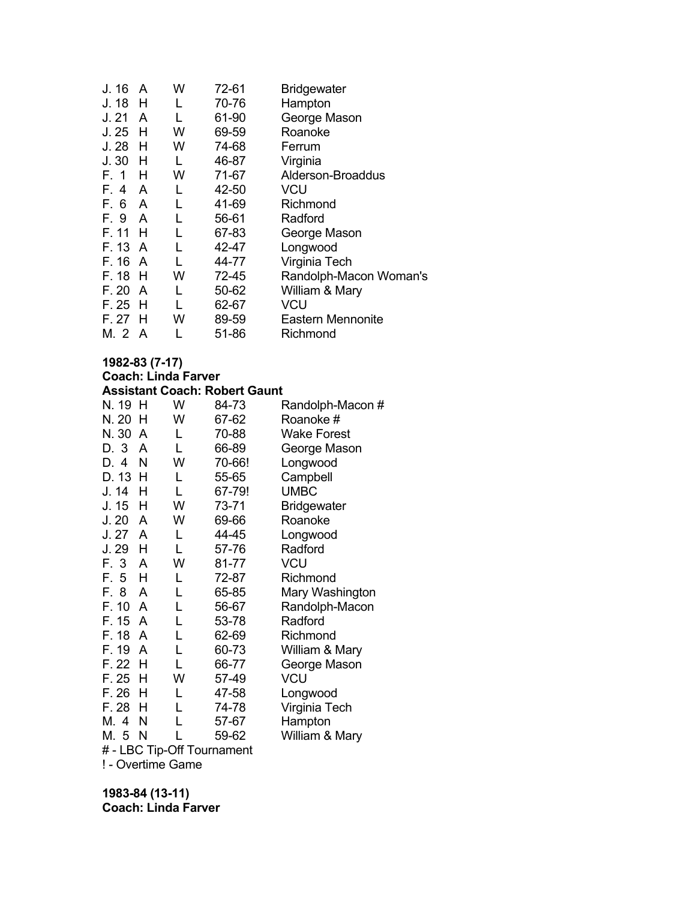| Date | Site | Result | Score | Opponent |
|---|---|---|---|---|
| J. 16 | A | W | 72-61 | Bridgewater |
| J. 18 | H | L | 70-76 | Hampton |
| J. 21 | A | L | 61-90 | George Mason |
| J. 25 | H | W | 69-59 | Roanoke |
| J. 28 | H | W | 74-68 | Ferrum |
| J. 30 | H | L | 46-87 | Virginia |
| F. 1 | H | W | 71-67 | Alderson-Broaddus |
| F. 4 | A | L | 42-50 | VCU |
| F. 6 | A | L | 41-69 | Richmond |
| F. 9 | A | L | 56-61 | Radford |
| F. 11 | H | L | 67-83 | George Mason |
| F. 13 | A | L | 42-47 | Longwood |
| F. 16 | A | L | 44-77 | Virginia Tech |
| F. 18 | H | W | 72-45 | Randolph-Macon Woman's |
| F. 20 | A | L | 50-62 | William & Mary |
| F. 25 | H | L | 62-67 | VCU |
| F. 27 | H | W | 89-59 | Eastern Mennonite |
| M. 2 | A | L | 51-86 | Richmond |

**1982-83 (7-17)**
**Coach: Linda Farver**
**Assistant Coach: Robert Gaunt**

| Date | Site | Result | Score | Opponent |
|---|---|---|---|---|
| N. 19 | H | W | 84-73 | Randolph-Macon # |
| N. 20 | H | W | 67-62 | Roanoke # |
| N. 30 | A | L | 70-88 | Wake Forest |
| D. 3 | A | L | 66-89 | George Mason |
| D. 4 | N | W | 70-66! | Longwood |
| D. 13 | H | L | 55-65 | Campbell |
| J. 14 | H | L | 67-79! | UMBC |
| J. 15 | H | W | 73-71 | Bridgewater |
| J. 20 | A | W | 69-66 | Roanoke |
| J. 27 | A | L | 44-45 | Longwood |
| J. 29 | H | L | 57-76 | Radford |
| F. 3 | A | W | 81-77 | VCU |
| F. 5 | H | L | 72-87 | Richmond |
| F. 8 | A | L | 65-85 | Mary Washington |
| F. 10 | A | L | 56-67 | Randolph-Macon |
| F. 15 | A | L | 53-78 | Radford |
| F. 18 | A | L | 62-69 | Richmond |
| F. 19 | A | L | 60-73 | William & Mary |
| F. 22 | H | L | 66-77 | George Mason |
| F. 25 | H | W | 57-49 | VCU |
| F. 26 | H | L | 47-58 | Longwood |
| F. 28 | H | L | 74-78 | Virginia Tech |
| M. 4 | N | L | 57-67 | Hampton |
| M. 5 | N | L | 59-62 | William & Mary |

# - LBC Tip-Off Tournament
! - Overtime Game

**1983-84 (13-11)**
**Coach: Linda Farver**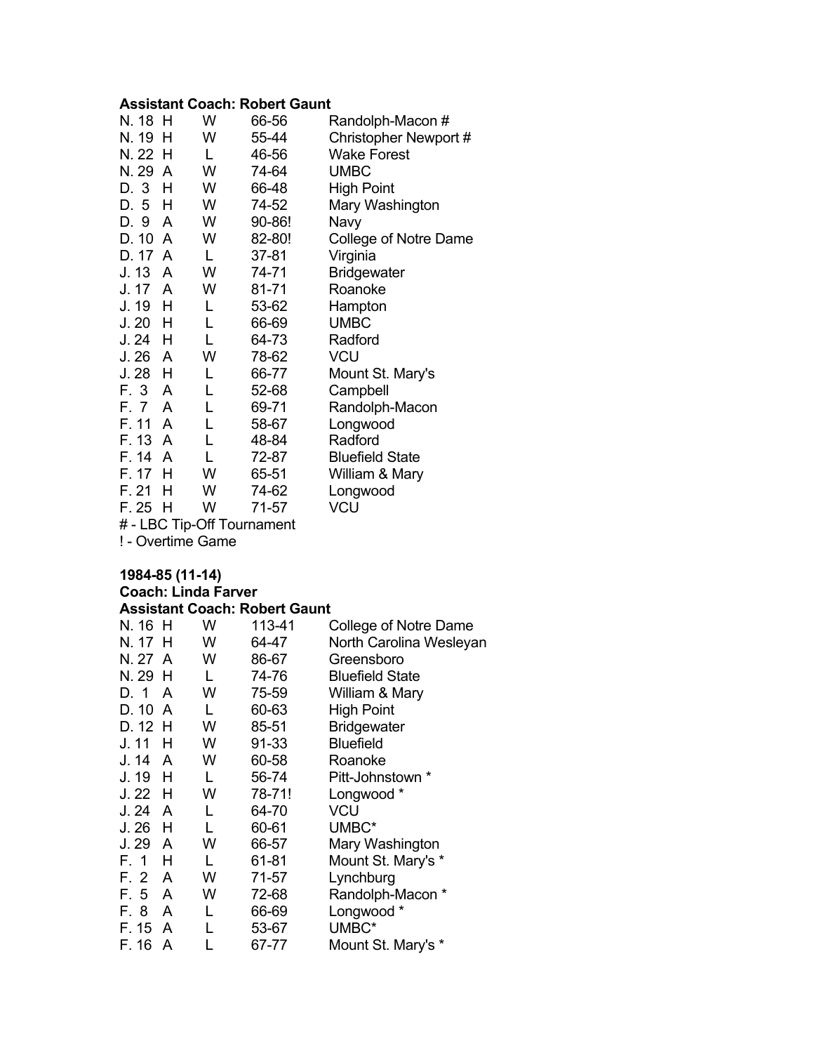**Assistant Coach: Robert Gaunt**

| | | | | |
|---|---|---|---|---|
| N. 18 | H | W | 66-56 | Randolph-Macon # |
| N. 19 | H | W | 55-44 | Christopher Newport # |
| N. 22 | H | L | 46-56 | Wake Forest |
| N. 29 | A | W | 74-64 | UMBC |
| D. 3 | H | W | 66-48 | High Point |
| D. 5 | H | W | 74-52 | Mary Washington |
| D. 9 | A | W | 90-86! | Navy |
| D. 10 | A | W | 82-80! | College of Notre Dame |
| D. 17 | A | L | 37-81 | Virginia |
| J. 13 | A | W | 74-71 | Bridgewater |
| J. 17 | A | W | 81-71 | Roanoke |
| J. 19 | H | L | 53-62 | Hampton |
| J. 20 | H | L | 66-69 | UMBC |
| J. 24 | H | L | 64-73 | Radford |
| J. 26 | A | W | 78-62 | VCU |
| J. 28 | H | L | 66-77 | Mount St. Mary's |
| F. 3 | A | L | 52-68 | Campbell |
| F. 7 | A | L | 69-71 | Randolph-Macon |
| F. 11 | A | L | 58-67 | Longwood |
| F. 13 | A | L | 48-84 | Radford |
| F. 14 | A | L | 72-87 | Bluefield State |
| F. 17 | H | W | 65-51 | William & Mary |
| F. 21 | H | W | 74-62 | Longwood |
| F. 25 | H | W | 71-57 | VCU |

# - LBC Tip-Off Tournament

! - Overtime Game

**1984-85 (11-14)**
**Coach: Linda Farver**
**Assistant Coach: Robert Gaunt**

| | | | | |
|---|---|---|---|---|
| N. 16 | H | W | 113-41 | College of Notre Dame |
| N. 17 | H | W | 64-47 | North Carolina Wesleyan |
| N. 27 | A | W | 86-67 | Greensboro |
| N. 29 | H | L | 74-76 | Bluefield State |
| D. 1 | A | W | 75-59 | William & Mary |
| D. 10 | A | L | 60-63 | High Point |
| D. 12 | H | W | 85-51 | Bridgewater |
| J. 11 | H | W | 91-33 | Bluefield |
| J. 14 | A | W | 60-58 | Roanoke |
| J. 19 | H | L | 56-74 | Pitt-Johnstown * |
| J. 22 | H | W | 78-71! | Longwood * |
| J. 24 | A | L | 64-70 | VCU |
| J. 26 | H | L | 60-61 | UMBC* |
| J. 29 | A | W | 66-57 | Mary Washington |
| F. 1 | H | L | 61-81 | Mount St. Mary's * |
| F. 2 | A | W | 71-57 | Lynchburg |
| F. 5 | A | W | 72-68 | Randolph-Macon * |
| F. 8 | A | L | 66-69 | Longwood * |
| F. 15 | A | L | 53-67 | UMBC* |
| F. 16 | A | L | 67-77 | Mount St. Mary's * |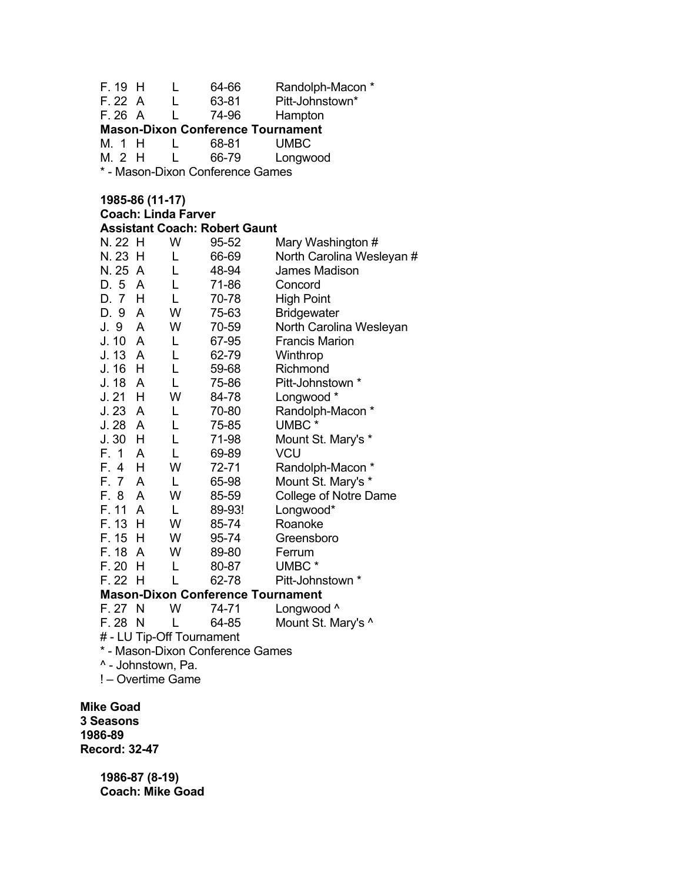| | | | | |
|---|---|---|---|---|
| F. 19 | H | L | 64-66 | Randolph-Macon * |
| F. 22 | A | L | 63-81 | Pitt-Johnstown* |
| F. 26 | A | L | 74-96 | Hampton |

**Mason-Dixon Conference Tournament**

| | | | | |
|---|---|---|---|---|
| M. 1 | H | L | 68-81 | UMBC |
| M. 2 | H | L | 66-79 | Longwood |

\* - Mason-Dixon Conference Games

**1985-86 (11-17)**
**Coach: Linda Farver**
**Assistant Coach: Robert Gaunt**

| | | | | |
|---|---|---|---|---|
| N. 22 | H | W | 95-52 | Mary Washington # |
| N. 23 | H | L | 66-69 | North Carolina Wesleyan # |
| N. 25 | A | L | 48-94 | James Madison |
| D. 5 | A | L | 71-86 | Concord |
| D. 7 | H | L | 70-78 | High Point |
| D. 9 | A | W | 75-63 | Bridgewater |
| J. 9 | A | W | 70-59 | North Carolina Wesleyan |
| J. 10 | A | L | 67-95 | Francis Marion |
| J. 13 | A | L | 62-79 | Winthrop |
| J. 16 | H | L | 59-68 | Richmond |
| J. 18 | A | L | 75-86 | Pitt-Johnstown * |
| J. 21 | H | W | 84-78 | Longwood * |
| J. 23 | A | L | 70-80 | Randolph-Macon * |
| J. 28 | A | L | 75-85 | UMBC * |
| J. 30 | H | L | 71-98 | Mount St. Mary's * |
| F. 1 | A | L | 69-89 | VCU |
| F. 4 | H | W | 72-71 | Randolph-Macon * |
| F. 7 | A | L | 65-98 | Mount St. Mary's * |
| F. 8 | A | W | 85-59 | College of Notre Dame |
| F. 11 | A | L | 89-93! | Longwood* |
| F. 13 | H | W | 85-74 | Roanoke |
| F. 15 | H | W | 95-74 | Greensboro |
| F. 18 | A | W | 89-80 | Ferrum |
| F. 20 | H | L | 80-87 | UMBC * |
| F. 22 | H | L | 62-78 | Pitt-Johnstown * |

**Mason-Dixon Conference Tournament**

| | | | | |
|---|---|---|---|---|
| F. 27 | N | W | 74-71 | Longwood ^ |
| F. 28 | N | L | 64-85 | Mount St. Mary's ^ |

# - LU Tip-Off Tournament
\* - Mason-Dixon Conference Games
^ - Johnstown, Pa.
! – Overtime Game

**Mike Goad**
**3 Seasons**
**1986-89**
**Record: 32-47**

**1986-87 (8-19)**
**Coach: Mike Goad**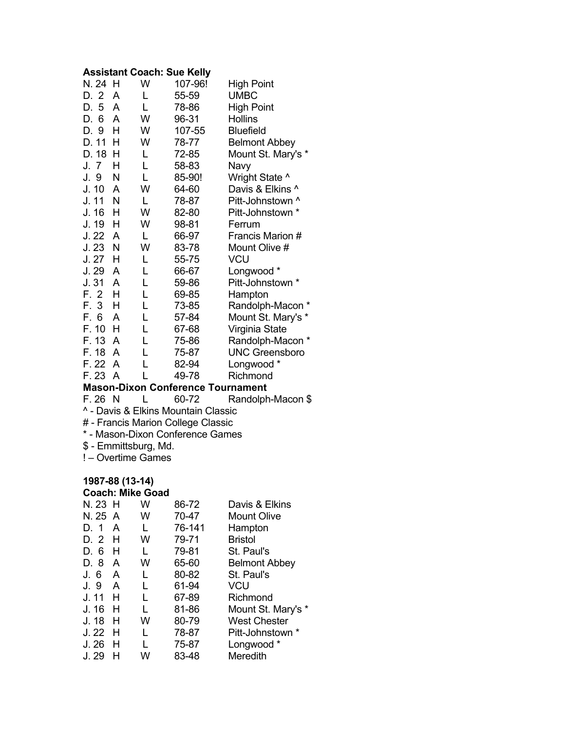**Assistant Coach: Sue Kelly**

| Date | Site | Result | Score | Opponent |
|---|---|---|---|---|
| N. 24 | H | W | 107-96! | High Point |
| D. 2 | A | L | 55-59 | UMBC |
| D. 5 | A | L | 78-86 | High Point |
| D. 6 | A | W | 96-31 | Hollins |
| D. 9 | H | W | 107-55 | Bluefield |
| D. 11 | H | W | 78-77 | Belmont Abbey |
| D. 18 | H | L | 72-85 | Mount St. Mary's * |
| J. 7 | H | L | 58-83 | Navy |
| J. 9 | N | L | 85-90! | Wright State ^ |
| J. 10 | A | W | 64-60 | Davis & Elkins ^ |
| J. 11 | N | L | 78-87 | Pitt-Johnstown ^ |
| J. 16 | H | W | 82-80 | Pitt-Johnstown * |
| J. 19 | H | W | 98-81 | Ferrum |
| J. 22 | A | L | 66-97 | Francis Marion # |
| J. 23 | N | W | 83-78 | Mount Olive # |
| J. 27 | H | L | 55-75 | VCU |
| J. 29 | A | L | 66-67 | Longwood * |
| J. 31 | A | L | 59-86 | Pitt-Johnstown * |
| F. 2 | H | L | 69-85 | Hampton |
| F. 3 | H | L | 73-85 | Randolph-Macon * |
| F. 6 | A | L | 57-84 | Mount St. Mary's * |
| F. 10 | H | L | 67-68 | Virginia State |
| F. 13 | A | L | 75-86 | Randolph-Macon * |
| F. 18 | A | L | 75-87 | UNC Greensboro |
| F. 22 | A | L | 82-94 | Longwood * |
| F. 23 | A | L | 49-78 | Richmond |

**Mason-Dixon Conference Tournament**

| Date | Site | Result | Score | Opponent |
|---|---|---|---|---|
| F. 26 | N | L | 60-72 | Randolph-Macon $ |

^ - Davis & Elkins Mountain Classic
# - Francis Marion College Classic
* - Mason-Dixon Conference Games
$ - Emmittsburg, Md.
! – Overtime Games

**1987-88 (13-14)**
**Coach: Mike Goad**

| Date | Site | Result | Score | Opponent |
|---|---|---|---|---|
| N. 23 | H | W | 86-72 | Davis & Elkins |
| N. 25 | A | W | 70-47 | Mount Olive |
| D. 1 | A | L | 76-141 | Hampton |
| D. 2 | H | W | 79-71 | Bristol |
| D. 6 | H | L | 79-81 | St. Paul's |
| D. 8 | A | W | 65-60 | Belmont Abbey |
| J. 6 | A | L | 80-82 | St. Paul's |
| J. 9 | A | L | 61-94 | VCU |
| J. 11 | H | L | 67-89 | Richmond |
| J. 16 | H | L | 81-86 | Mount St. Mary's * |
| J. 18 | H | W | 80-79 | West Chester |
| J. 22 | H | L | 78-87 | Pitt-Johnstown * |
| J. 26 | H | L | 75-87 | Longwood * |
| J. 29 | H | W | 83-48 | Meredith |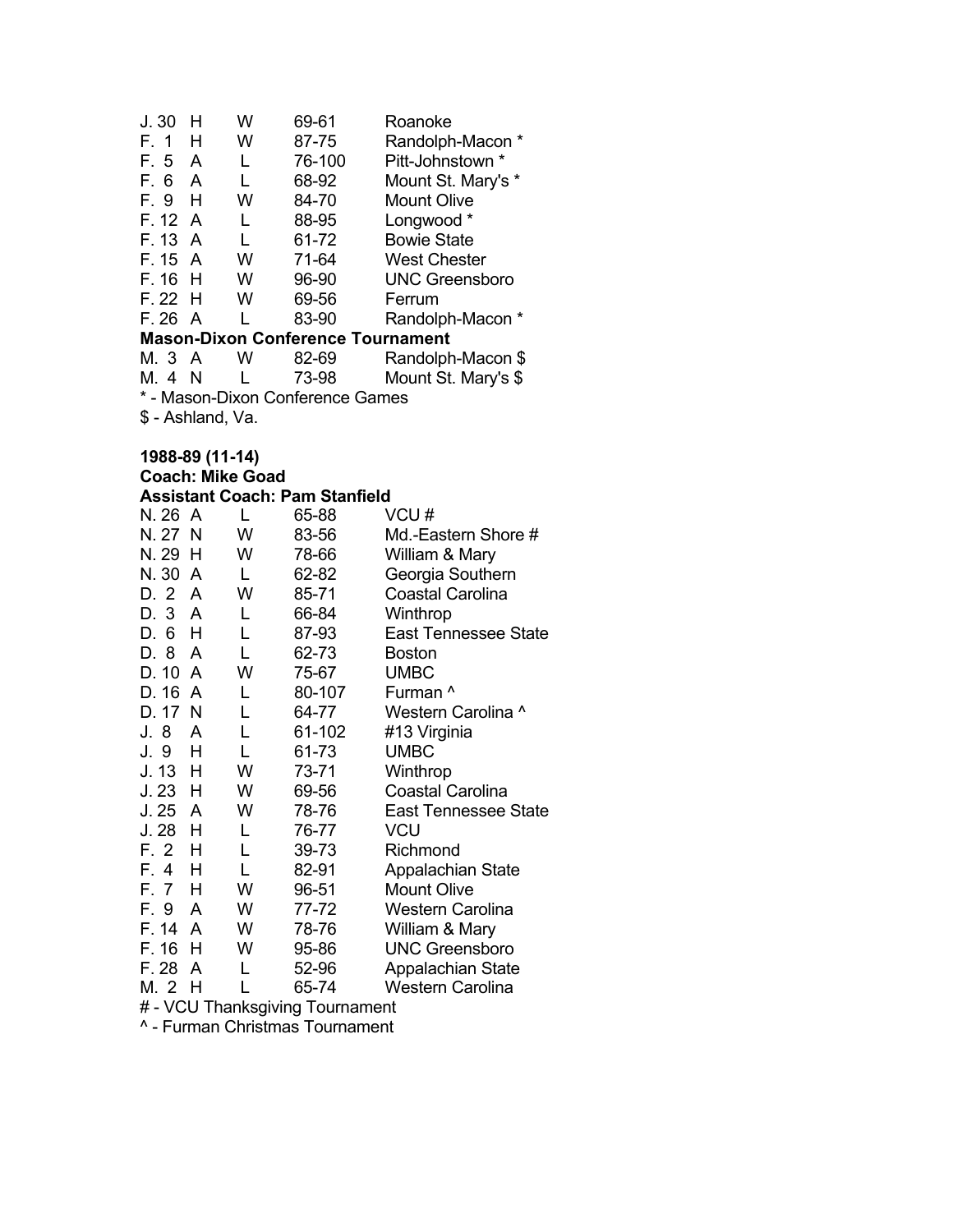| | | | | |
|---|---|---|---|---|
| J. 30 | H | W | 69-61 | Roanoke |
| F. 1 | H | W | 87-75 | Randolph-Macon * |
| F. 5 | A | L | 76-100 | Pitt-Johnstown * |
| F. 6 | A | L | 68-92 | Mount St. Mary's * |
| F. 9 | H | W | 84-70 | Mount Olive |
| F. 12 | A | L | 88-95 | Longwood * |
| F. 13 | A | L | 61-72 | Bowie State |
| F. 15 | A | W | 71-64 | West Chester |
| F. 16 | H | W | 96-90 | UNC Greensboro |
| F. 22 | H | W | 69-56 | Ferrum |
| F. 26 | A | L | 83-90 | Randolph-Macon * |

**Mason-Dixon Conference Tournament**

| | | | | |
|---|---|---|---|---|
| M. 3 | A | W | 82-69 | Randolph-Macon $ |
| M. 4 | N | L | 73-98 | Mount St. Mary's $ |

* - Mason-Dixon Conference Games

$ - Ashland, Va.

**1988-89 (11-14)**
**Coach: Mike Goad**
**Assistant Coach: Pam Stanfield**

| | | | | |
|---|---|---|---|---|
| N. 26 | A | L | 65-88 | VCU # |
| N. 27 | N | W | 83-56 | Md.-Eastern Shore # |
| N. 29 | H | W | 78-66 | William & Mary |
| N. 30 | A | L | 62-82 | Georgia Southern |
| D. 2 | A | W | 85-71 | Coastal Carolina |
| D. 3 | A | L | 66-84 | Winthrop |
| D. 6 | H | L | 87-93 | East Tennessee State |
| D. 8 | A | L | 62-73 | Boston |
| D. 10 | A | W | 75-67 | UMBC |
| D. 16 | A | L | 80-107 | Furman ^ |
| D. 17 | N | L | 64-77 | Western Carolina ^ |
| J. 8 | A | L | 61-102 | #13 Virginia |
| J. 9 | H | L | 61-73 | UMBC |
| J. 13 | H | W | 73-71 | Winthrop |
| J. 23 | H | W | 69-56 | Coastal Carolina |
| J. 25 | A | W | 78-76 | East Tennessee State |
| J. 28 | H | L | 76-77 | VCU |
| F. 2 | H | L | 39-73 | Richmond |
| F. 4 | H | L | 82-91 | Appalachian State |
| F. 7 | H | W | 96-51 | Mount Olive |
| F. 9 | A | W | 77-72 | Western Carolina |
| F. 14 | A | W | 78-76 | William & Mary |
| F. 16 | H | W | 95-86 | UNC Greensboro |
| F. 28 | A | L | 52-96 | Appalachian State |
| M. 2 | H | L | 65-74 | Western Carolina |

# - VCU Thanksgiving Tournament

^ - Furman Christmas Tournament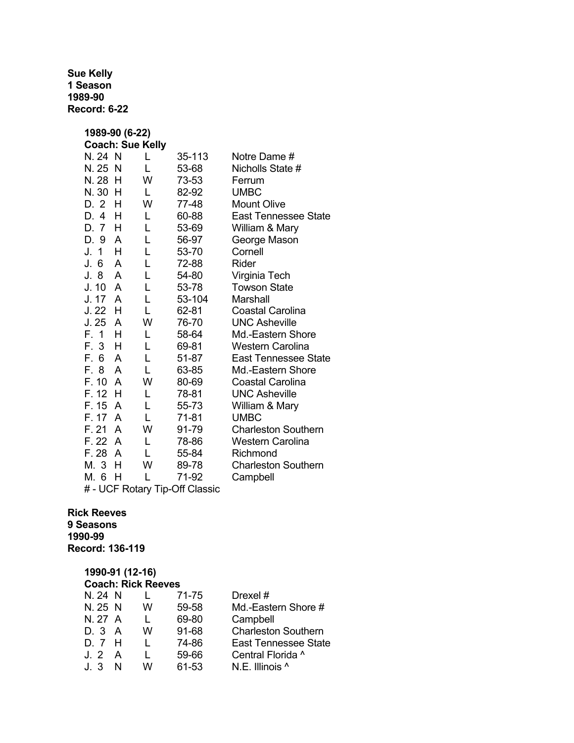**Sue Kelly**
**1 Season**
**1989-90**
**Record: 6-22**

**1989-90 (6-22)**
**Coach: Sue Kelly**

| Date | Site | Result | Score | Opponent |
|---|---|---|---|---|
| N. 24 | N | L | 35-113 | Notre Dame # |
| N. 25 | N | L | 53-68 | Nicholls State # |
| N. 28 | H | W | 73-53 | Ferrum |
| N. 30 | H | L | 82-92 | UMBC |
| D. 2 | H | W | 77-48 | Mount Olive |
| D. 4 | H | L | 60-88 | East Tennessee State |
| D. 7 | H | L | 53-69 | William & Mary |
| D. 9 | A | L | 56-97 | George Mason |
| J. 1 | H | L | 53-70 | Cornell |
| J. 6 | A | L | 72-88 | Rider |
| J. 8 | A | L | 54-80 | Virginia Tech |
| J. 10 | A | L | 53-78 | Towson State |
| J. 17 | A | L | 53-104 | Marshall |
| J. 22 | H | L | 62-81 | Coastal Carolina |
| J. 25 | A | W | 76-70 | UNC Asheville |
| F. 1 | H | L | 58-64 | Md.-Eastern Shore |
| F. 3 | H | L | 69-81 | Western Carolina |
| F. 6 | A | L | 51-87 | East Tennessee State |
| F. 8 | A | L | 63-85 | Md.-Eastern Shore |
| F. 10 | A | W | 80-69 | Coastal Carolina |
| F. 12 | H | L | 78-81 | UNC Asheville |
| F. 15 | A | L | 55-73 | William & Mary |
| F. 17 | A | L | 71-81 | UMBC |
| F. 21 | A | W | 91-79 | Charleston Southern |
| F. 22 | A | L | 78-86 | Western Carolina |
| F. 28 | A | L | 55-84 | Richmond |
| M. 3 | H | W | 89-78 | Charleston Southern |
| M. 6 | H | L | 71-92 | Campbell |

# - UCF Rotary Tip-Off Classic

**Rick Reeves**
**9 Seasons**
**1990-99**
**Record: 136-119**

**1990-91 (12-16)**
**Coach: Rick Reeves**

| Date | Site | Result | Score | Opponent |
|---|---|---|---|---|
| N. 24 | N | L | 71-75 | Drexel # |
| N. 25 | N | W | 59-58 | Md.-Eastern Shore # |
| N. 27 | A | L | 69-80 | Campbell |
| D. 3 | A | W | 91-68 | Charleston Southern |
| D. 7 | H | L | 74-86 | East Tennessee State |
| J. 2 | A | L | 59-66 | Central Florida ^ |
| J. 3 | N | W | 61-53 | N.E. Illinois ^ |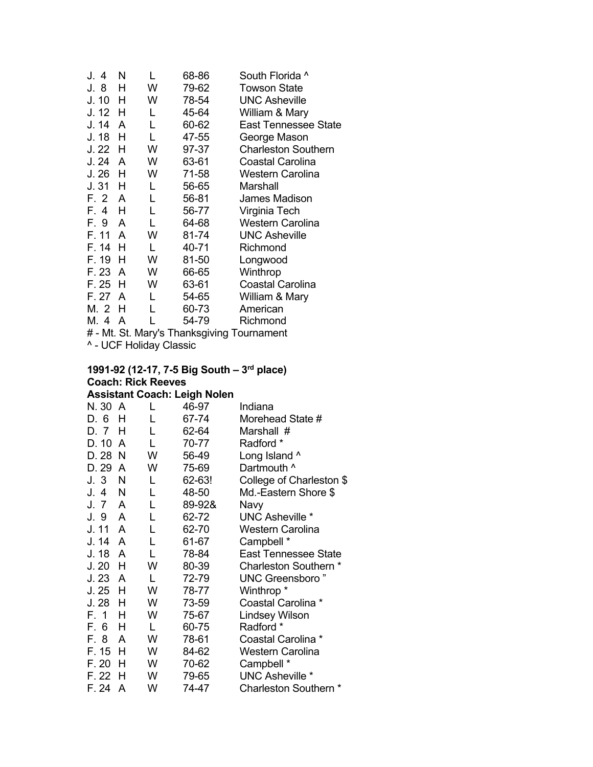| | | | | |
|---|---|---|---|---|
| J. 4 | N | L | 68-86 | South Florida ^ |
| J. 8 | H | W | 79-62 | Towson State |
| J. 10 | H | W | 78-54 | UNC Asheville |
| J. 12 | H | L | 45-64 | William & Mary |
| J. 14 | A | L | 60-62 | East Tennessee State |
| J. 18 | H | L | 47-55 | George Mason |
| J. 22 | H | W | 97-37 | Charleston Southern |
| J. 24 | A | W | 63-61 | Coastal Carolina |
| J. 26 | H | W | 71-58 | Western Carolina |
| J. 31 | H | L | 56-65 | Marshall |
| F. 2 | A | L | 56-81 | James Madison |
| F. 4 | H | L | 56-77 | Virginia Tech |
| F. 9 | A | L | 64-68 | Western Carolina |
| F. 11 | A | W | 81-74 | UNC Asheville |
| F. 14 | H | L | 40-71 | Richmond |
| F. 19 | H | W | 81-50 | Longwood |
| F. 23 | A | W | 66-65 | Winthrop |
| F. 25 | H | W | 63-61 | Coastal Carolina |
| F. 27 | A | L | 54-65 | William & Mary |
| M. 2 | H | L | 60-73 | American |
| M. 4 | A | L | 54-79 | Richmond |

# - Mt. St. Mary's Thanksgiving Tournament
^ - UCF Holiday Classic

**1991-92 (12-17, 7-5 Big South – 3rd place)**
**Coach: Rick Reeves**
**Assistant Coach: Leigh Nolen**

| | | | | |
|---|---|---|---|---|
| N. 30 | A | L | 46-97 | Indiana |
| D. 6 | H | L | 67-74 | Morehead State # |
| D. 7 | H | L | 62-64 | Marshall # |
| D. 10 | A | L | 70-77 | Radford * |
| D. 28 | N | W | 56-49 | Long Island ^ |
| D. 29 | A | W | 75-69 | Dartmouth ^ |
| J. 3 | N | L | 62-63! | College of Charleston $ |
| J. 4 | N | L | 48-50 | Md.-Eastern Shore $ |
| J. 7 | A | L | 89-92& | Navy |
| J. 9 | A | L | 62-72 | UNC Asheville * |
| J. 11 | A | L | 62-70 | Western Carolina |
| J. 14 | A | L | 61-67 | Campbell * |
| J. 18 | A | L | 78-84 | East Tennessee State |
| J. 20 | H | W | 80-39 | Charleston Southern * |
| J. 23 | A | L | 72-79 | UNC Greensboro " |
| J. 25 | H | W | 78-77 | Winthrop * |
| J. 28 | H | W | 73-59 | Coastal Carolina * |
| F. 1 | H | W | 75-67 | Lindsey Wilson |
| F. 6 | H | L | 60-75 | Radford * |
| F. 8 | A | W | 78-61 | Coastal Carolina * |
| F. 15 | H | W | 84-62 | Western Carolina |
| F. 20 | H | W | 70-62 | Campbell * |
| F. 22 | H | W | 79-65 | UNC Asheville * |
| F. 24 | A | W | 74-47 | Charleston Southern * |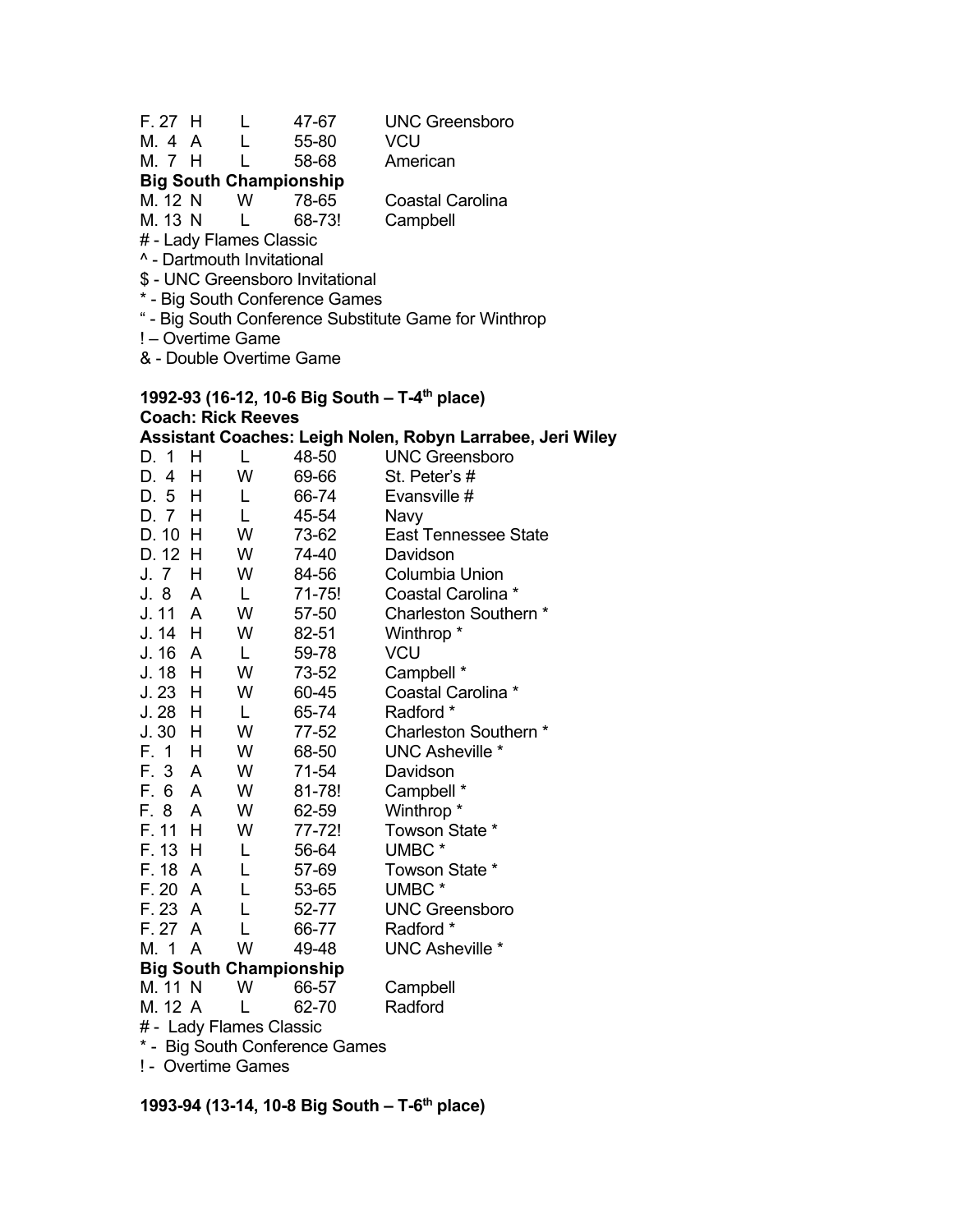| | | | | |
|---|---|---|---|---|
| F. 27 | H | L | 47-67 | UNC Greensboro |
| M. 4 | A | L | 55-80 | VCU |
| M. 7 | H | L | 58-68 | American |

**Big South Championship**

| | | | | |
|---|---|---|---|---|
| M. 12 | N | W | 78-65 | Coastal Carolina |
| M. 13 | N | L | 68-73! | Campbell |

# - Lady Flames Classic
^ - Dartmouth Invitational
$ - UNC Greensboro Invitational
* - Big South Conference Games
" - Big South Conference Substitute Game for Winthrop
! – Overtime Game
& - Double Overtime Game

**1992-93 (16-12, 10-6 Big South – T-4th place)**
**Coach: Rick Reeves**
**Assistant Coaches: Leigh Nolen, Robyn Larrabee, Jeri Wiley**

| | | | | |
|---|---|---|---|---|
| D. 1 | H | L | 48-50 | UNC Greensboro |
| D. 4 | H | W | 69-66 | St. Peter's # |
| D. 5 | H | L | 66-74 | Evansville # |
| D. 7 | H | L | 45-54 | Navy |
| D. 10 | H | W | 73-62 | East Tennessee State |
| D. 12 | H | W | 74-40 | Davidson |
| J. 7 | H | W | 84-56 | Columbia Union |
| J. 8 | A | L | 71-75! | Coastal Carolina * |
| J. 11 | A | W | 57-50 | Charleston Southern * |
| J. 14 | H | W | 82-51 | Winthrop * |
| J. 16 | A | L | 59-78 | VCU |
| J. 18 | H | W | 73-52 | Campbell * |
| J. 23 | H | W | 60-45 | Coastal Carolina * |
| J. 28 | H | L | 65-74 | Radford * |
| J. 30 | H | W | 77-52 | Charleston Southern * |
| F. 1 | H | W | 68-50 | UNC Asheville * |
| F. 3 | A | W | 71-54 | Davidson |
| F. 6 | A | W | 81-78! | Campbell * |
| F. 8 | A | W | 62-59 | Winthrop * |
| F. 11 | H | W | 77-72! | Towson State * |
| F. 13 | H | L | 56-64 | UMBC * |
| F. 18 | A | L | 57-69 | Towson State * |
| F. 20 | A | L | 53-65 | UMBC * |
| F. 23 | A | L | 52-77 | UNC Greensboro |
| F. 27 | A | L | 66-77 | Radford * |
| M. 1 | A | W | 49-48 | UNC Asheville * |

**Big South Championship**

| | | | | |
|---|---|---|---|---|
| M. 11 | N | W | 66-57 | Campbell |
| M. 12 | A | L | 62-70 | Radford |

# - Lady Flames Classic
* - Big South Conference Games
! - Overtime Games

**1993-94 (13-14, 10-8 Big South – T-6th place)**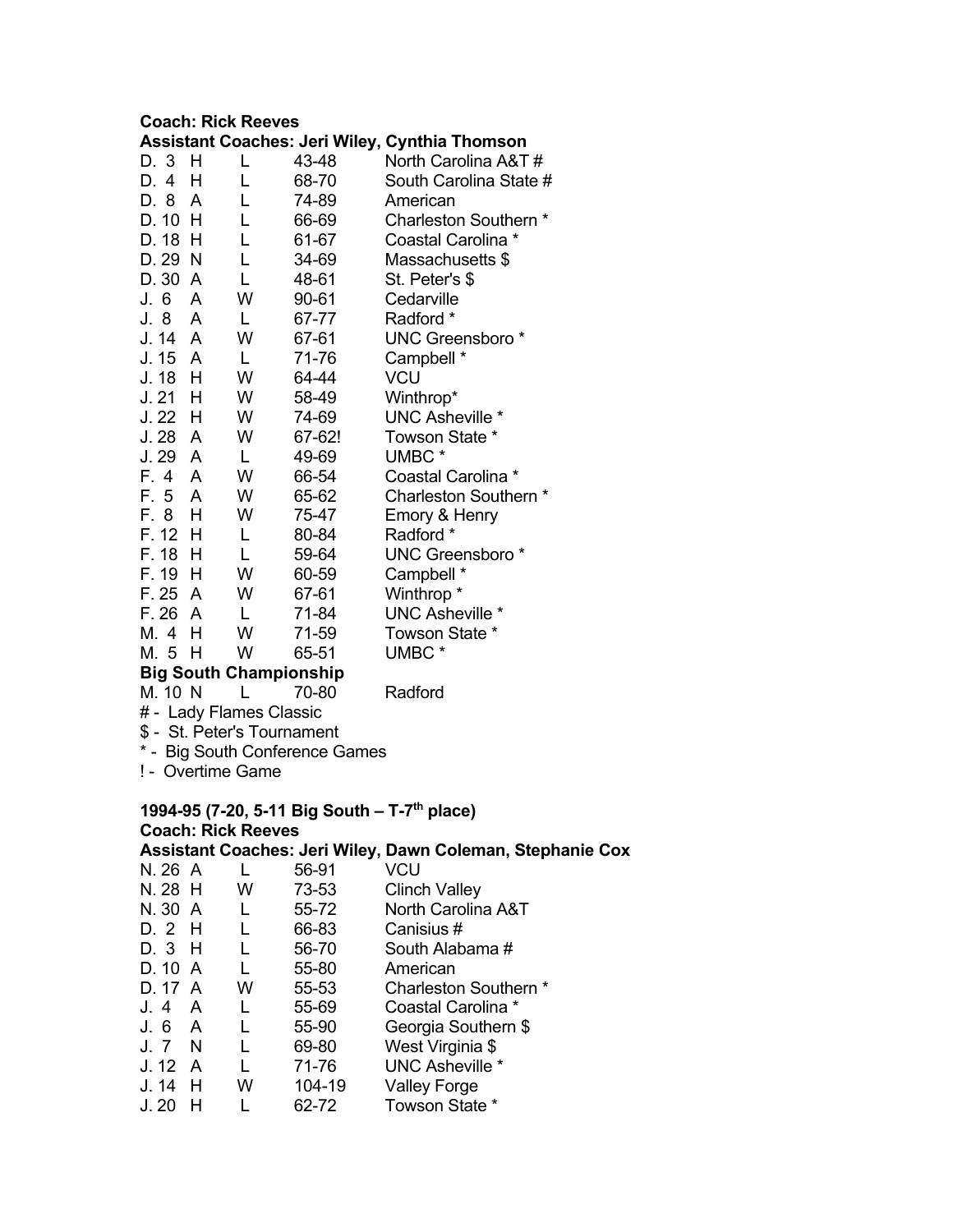**Coach: Rick Reeves**

**Assistant Coaches: Jeri Wiley, Cynthia Thomson**

| | | | | |
|---|---|---|---|---|
| D. 3 | H | L | 43-48 | North Carolina A&T # |
| D. 4 | H | L | 68-70 | South Carolina State # |
| D. 8 | A | L | 74-89 | American |
| D. 10 | H | L | 66-69 | Charleston Southern * |
| D. 18 | H | L | 61-67 | Coastal Carolina * |
| D. 29 | N | L | 34-69 | Massachusetts $ |
| D. 30 | A | L | 48-61 | St. Peter's $ |
| J. 6 | A | W | 90-61 | Cedarville |
| J. 8 | A | L | 67-77 | Radford * |
| J. 14 | A | W | 67-61 | UNC Greensboro * |
| J. 15 | A | L | 71-76 | Campbell * |
| J. 18 | H | W | 64-44 | VCU |
| J. 21 | H | W | 58-49 | Winthrop* |
| J. 22 | H | W | 74-69 | UNC Asheville * |
| J. 28 | A | W | 67-62! | Towson State * |
| J. 29 | A | L | 49-69 | UMBC * |
| F. 4 | A | W | 66-54 | Coastal Carolina * |
| F. 5 | A | W | 65-62 | Charleston Southern * |
| F. 8 | H | W | 75-47 | Emory & Henry |
| F. 12 | H | L | 80-84 | Radford * |
| F. 18 | H | L | 59-64 | UNC Greensboro * |
| F. 19 | H | W | 60-59 | Campbell * |
| F. 25 | A | W | 67-61 | Winthrop * |
| F. 26 | A | L | 71-84 | UNC Asheville * |
| M. 4 | H | W | 71-59 | Towson State * |
| M. 5 | H | W | 65-51 | UMBC * |
| **Big South Championship** | | | | |
| M. 10 | N | L | 70-80 | Radford |

# - Lady Flames Classic
$ - St. Peter's Tournament
* - Big South Conference Games
! - Overtime Game

**1994-95 (7-20, 5-11 Big South – T-7th place)**

**Coach: Rick Reeves**

**Assistant Coaches: Jeri Wiley, Dawn Coleman, Stephanie Cox**

| | | | | |
|---|---|---|---|---|
| N. 26 | A | L | 56-91 | VCU |
| N. 28 | H | W | 73-53 | Clinch Valley |
| N. 30 | A | L | 55-72 | North Carolina A&T |
| D. 2 | H | L | 66-83 | Canisius # |
| D. 3 | H | L | 56-70 | South Alabama # |
| D. 10 | A | L | 55-80 | American |
| D. 17 | A | W | 55-53 | Charleston Southern * |
| J. 4 | A | L | 55-69 | Coastal Carolina * |
| J. 6 | A | L | 55-90 | Georgia Southern $ |
| J. 7 | N | L | 69-80 | West Virginia $ |
| J. 12 | A | L | 71-76 | UNC Asheville * |
| J. 14 | H | W | 104-19 | Valley Forge |
| J. 20 | H | L | 62-72 | Towson State * |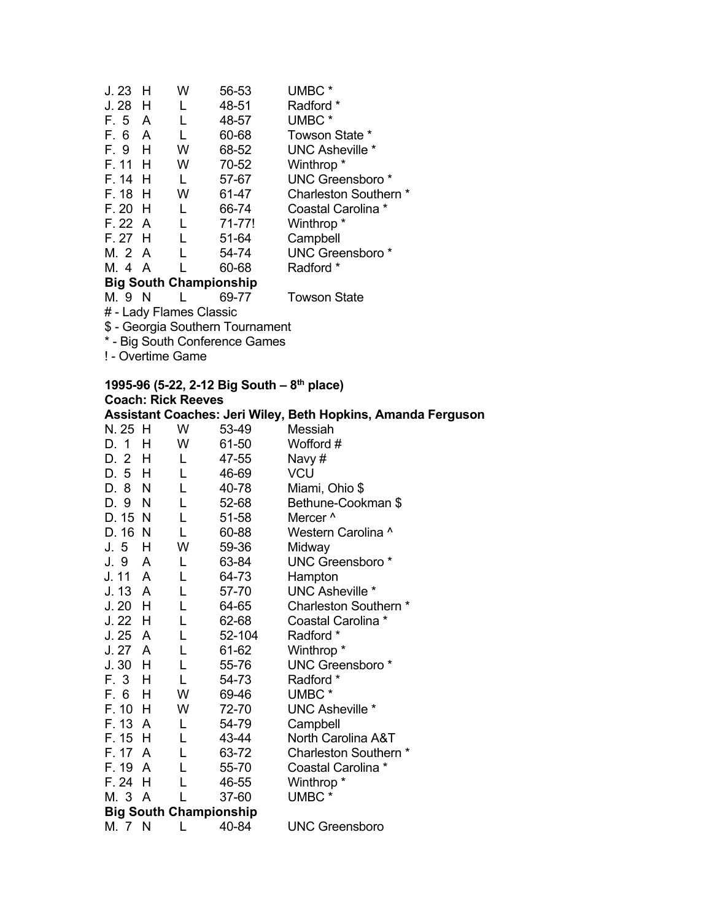| | | | | |
|---|---|---|---|---|
| J. 23 | H | W | 56-53 | UMBC * |
| J. 28 | H | L | 48-51 | Radford * |
| F. 5 | A | L | 48-57 | UMBC * |
| F. 6 | A | L | 60-68 | Towson State * |
| F. 9 | H | W | 68-52 | UNC Asheville * |
| F. 11 | H | W | 70-52 | Winthrop * |
| F. 14 | H | L | 57-67 | UNC Greensboro * |
| F. 18 | H | W | 61-47 | Charleston Southern * |
| F. 20 | H | L | 66-74 | Coastal Carolina * |
| F. 22 | A | L | 71-77! | Winthrop * |
| F. 27 | H | L | 51-64 | Campbell |
| M. 2 | A | L | 54-74 | UNC Greensboro * |
| M. 4 | A | L | 60-68 | Radford * |

**Big South Championship**

| | | | | |
|---|---|---|---|---|
| M. 9 | N | L | 69-77 | Towson State |

# - Lady Flames Classic
$ - Georgia Southern Tournament
* - Big South Conference Games
! - Overtime Game

**1995-96 (5-22, 2-12 Big South – 8th place)**
**Coach: Rick Reeves**
**Assistant Coaches: Jeri Wiley, Beth Hopkins, Amanda Ferguson**

| | | | | |
|---|---|---|---|---|
| N. 25 | H | W | 53-49 | Messiah |
| D. 1 | H | W | 61-50 | Wofford # |
| D. 2 | H | L | 47-55 | Navy # |
| D. 5 | H | L | 46-69 | VCU |
| D. 8 | N | L | 40-78 | Miami, Ohio $ |
| D. 9 | N | L | 52-68 | Bethune-Cookman $ |
| D. 15 | N | L | 51-58 | Mercer ^ |
| D. 16 | N | L | 60-88 | Western Carolina ^ |
| J. 5 | H | W | 59-36 | Midway |
| J. 9 | A | L | 63-84 | UNC Greensboro * |
| J. 11 | A | L | 64-73 | Hampton |
| J. 13 | A | L | 57-70 | UNC Asheville * |
| J. 20 | H | L | 64-65 | Charleston Southern * |
| J. 22 | H | L | 62-68 | Coastal Carolina * |
| J. 25 | A | L | 52-104 | Radford * |
| J. 27 | A | L | 61-62 | Winthrop * |
| J. 30 | H | L | 55-76 | UNC Greensboro * |
| F. 3 | H | L | 54-73 | Radford * |
| F. 6 | H | W | 69-46 | UMBC * |
| F. 10 | H | W | 72-70 | UNC Asheville * |
| F. 13 | A | L | 54-79 | Campbell |
| F. 15 | H | L | 43-44 | North Carolina A&T |
| F. 17 | A | L | 63-72 | Charleston Southern * |
| F. 19 | A | L | 55-70 | Coastal Carolina * |
| F. 24 | H | L | 46-55 | Winthrop * |
| M. 3 | A | L | 37-60 | UMBC * |

**Big South Championship**

| | | | | |
|---|---|---|---|---|
| M. 7 | N | L | 40-84 | UNC Greensboro |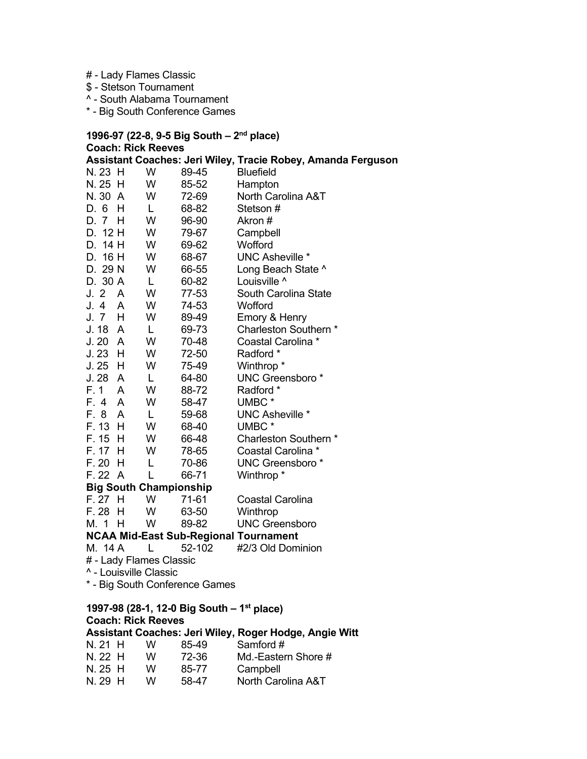# - Lady Flames Classic
$ - Stetson Tournament
^ - South Alabama Tournament
* - Big South Conference Games

**1996-97 (22-8, 9-5 Big South – 2nd place)**
**Coach: Rick Reeves**
**Assistant Coaches: Jeri Wiley, Tracie Robey, Amanda Ferguson**

| Date | H/A | W/L | Score | Opponent |
|---|---|---|---|---|
| N. 23 | H | W | 89-45 | Bluefield |
| N. 25 | H | W | 85-52 | Hampton |
| N. 30 | A | W | 72-69 | North Carolina A&T |
| D. 6 | H | L | 68-82 | Stetson # |
| D. 7 | H | W | 96-90 | Akron # |
| D. 12 | H | W | 79-67 | Campbell |
| D. 14 | H | W | 69-62 | Wofford |
| D. 16 | H | W | 68-67 | UNC Asheville * |
| D. 29 | N | W | 66-55 | Long Beach State ^ |
| D. 30 | A | L | 60-82 | Louisville ^ |
| J. 2 | A | W | 77-53 | South Carolina State |
| J. 4 | A | W | 74-53 | Wofford |
| J. 7 | H | W | 89-49 | Emory & Henry |
| J. 18 | A | L | 69-73 | Charleston Southern * |
| J. 20 | A | W | 70-48 | Coastal Carolina * |
| J. 23 | H | W | 72-50 | Radford * |
| J. 25 | H | W | 75-49 | Winthrop * |
| J. 28 | A | L | 64-80 | UNC Greensboro * |
| F. 1 | A | W | 88-72 | Radford * |
| F. 4 | A | W | 58-47 | UMBC * |
| F. 8 | A | L | 59-68 | UNC Asheville * |
| F. 13 | H | W | 68-40 | UMBC * |
| F. 15 | H | W | 66-48 | Charleston Southern * |
| F. 17 | H | W | 78-65 | Coastal Carolina * |
| F. 20 | H | L | 70-86 | UNC Greensboro * |
| F. 22 | A | L | 66-71 | Winthrop * |
| **Big South Championship** | | | | |
| F. 27 | H | W | 71-61 | Coastal Carolina |
| F. 28 | H | W | 63-50 | Winthrop |
| M. 1 | H | W | 89-82 | UNC Greensboro |
| **NCAA Mid-East Sub-Regional Tournament** | | | | |
| M. 14 | A | L | 52-102 | #2/3 Old Dominion |

# - Lady Flames Classic
^ - Louisville Classic
* - Big South Conference Games

**1997-98 (28-1, 12-0 Big South – 1st place)**
**Coach: Rick Reeves**
**Assistant Coaches: Jeri Wiley, Roger Hodge, Angie Witt**

| Date | H/A | W/L | Score | Opponent |
|---|---|---|---|---|
| N. 21 | H | W | 85-49 | Samford # |
| N. 22 | H | W | 72-36 | Md.-Eastern Shore # |
| N. 25 | H | W | 85-77 | Campbell |
| N. 29 | H | W | 58-47 | North Carolina A&T |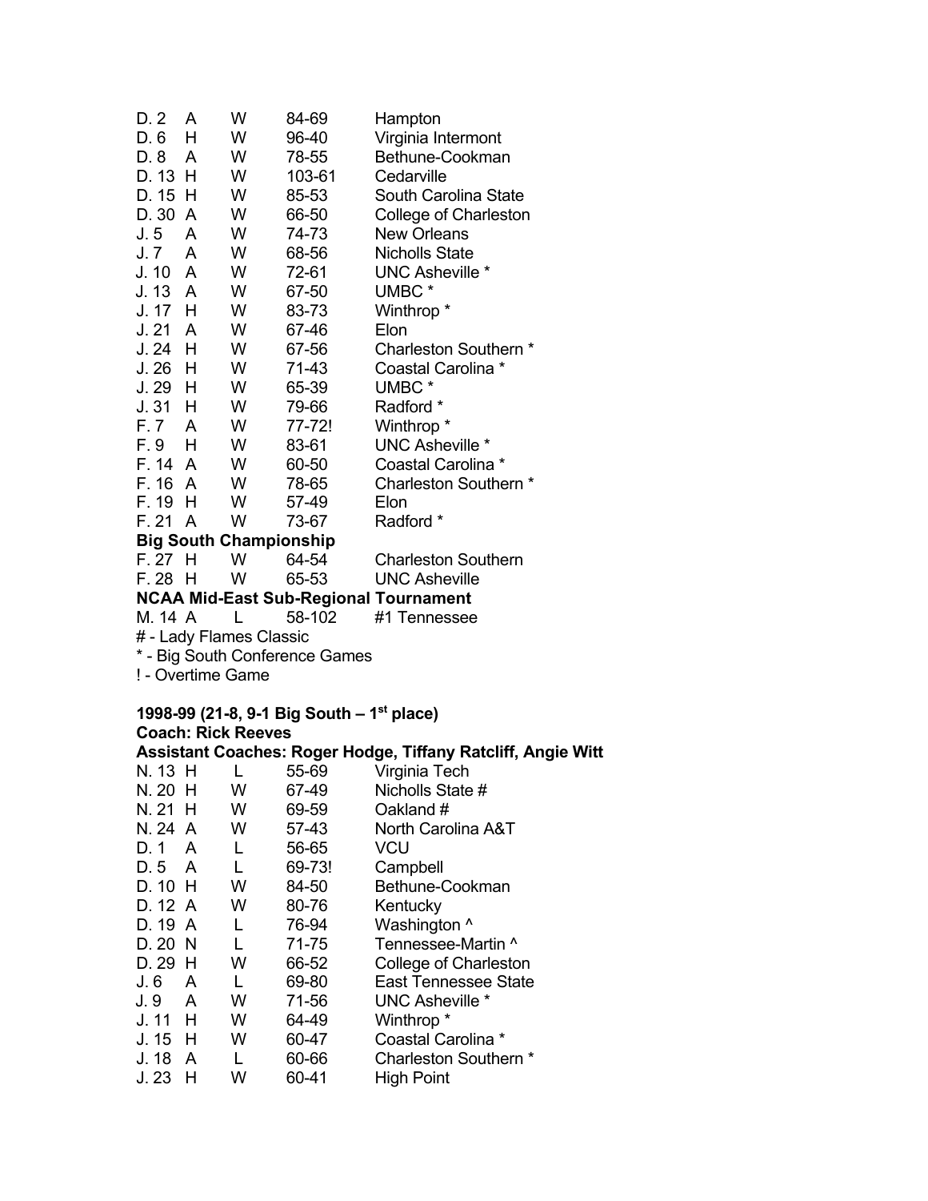| | | | | |
|---|---|---|---|---|
| D. 2 | A | W | 84-69 | Hampton |
| D. 6 | H | W | 96-40 | Virginia Intermont |
| D. 8 | A | W | 78-55 | Bethune-Cookman |
| D. 13 | H | W | 103-61 | Cedarville |
| D. 15 | H | W | 85-53 | South Carolina State |
| D. 30 | A | W | 66-50 | College of Charleston |
| J. 5 | A | W | 74-73 | New Orleans |
| J. 7 | A | W | 68-56 | Nicholls State |
| J. 10 | A | W | 72-61 | UNC Asheville * |
| J. 13 | A | W | 67-50 | UMBC * |
| J. 17 | H | W | 83-73 | Winthrop * |
| J. 21 | A | W | 67-46 | Elon |
| J. 24 | H | W | 67-56 | Charleston Southern * |
| J. 26 | H | W | 71-43 | Coastal Carolina * |
| J. 29 | H | W | 65-39 | UMBC * |
| J. 31 | H | W | 79-66 | Radford * |
| F. 7 | A | W | 77-72! | Winthrop * |
| F. 9 | H | W | 83-61 | UNC Asheville * |
| F. 14 | A | W | 60-50 | Coastal Carolina * |
| F. 16 | A | W | 78-65 | Charleston Southern * |
| F. 19 | H | W | 57-49 | Elon |
| F. 21 | A | W | 73-67 | Radford * |

**Big South Championship**

| | | | | |
|---|---|---|---|---|
| F. 27 | H | W | 64-54 | Charleston Southern |
| F. 28 | H | W | 65-53 | UNC Asheville |

**NCAA Mid-East Sub-Regional Tournament**

| | | | | |
|---|---|---|---|---|
| M. 14 | A | L | 58-102 | #1 Tennessee |

# - Lady Flames Classic
* - Big South Conference Games
! - Overtime Game

**1998-99 (21-8, 9-1 Big South – 1st place)**
**Coach: Rick Reeves**
**Assistant Coaches: Roger Hodge, Tiffany Ratcliff, Angie Witt**

| | | | | |
|---|---|---|---|---|
| N. 13 | H | L | 55-69 | Virginia Tech |
| N. 20 | H | W | 67-49 | Nicholls State # |
| N. 21 | H | W | 69-59 | Oakland # |
| N. 24 | A | W | 57-43 | North Carolina A&T |
| D. 1 | A | L | 56-65 | VCU |
| D. 5 | A | L | 69-73! | Campbell |
| D. 10 | H | W | 84-50 | Bethune-Cookman |
| D. 12 | A | W | 80-76 | Kentucky |
| D. 19 | A | L | 76-94 | Washington ^ |
| D. 20 | N | L | 71-75 | Tennessee-Martin ^ |
| D. 29 | H | W | 66-52 | College of Charleston |
| J. 6 | A | L | 69-80 | East Tennessee State |
| J. 9 | A | W | 71-56 | UNC Asheville * |
| J. 11 | H | W | 64-49 | Winthrop * |
| J. 15 | H | W | 60-47 | Coastal Carolina * |
| J. 18 | A | L | 60-66 | Charleston Southern * |
| J. 23 | H | W | 60-41 | High Point |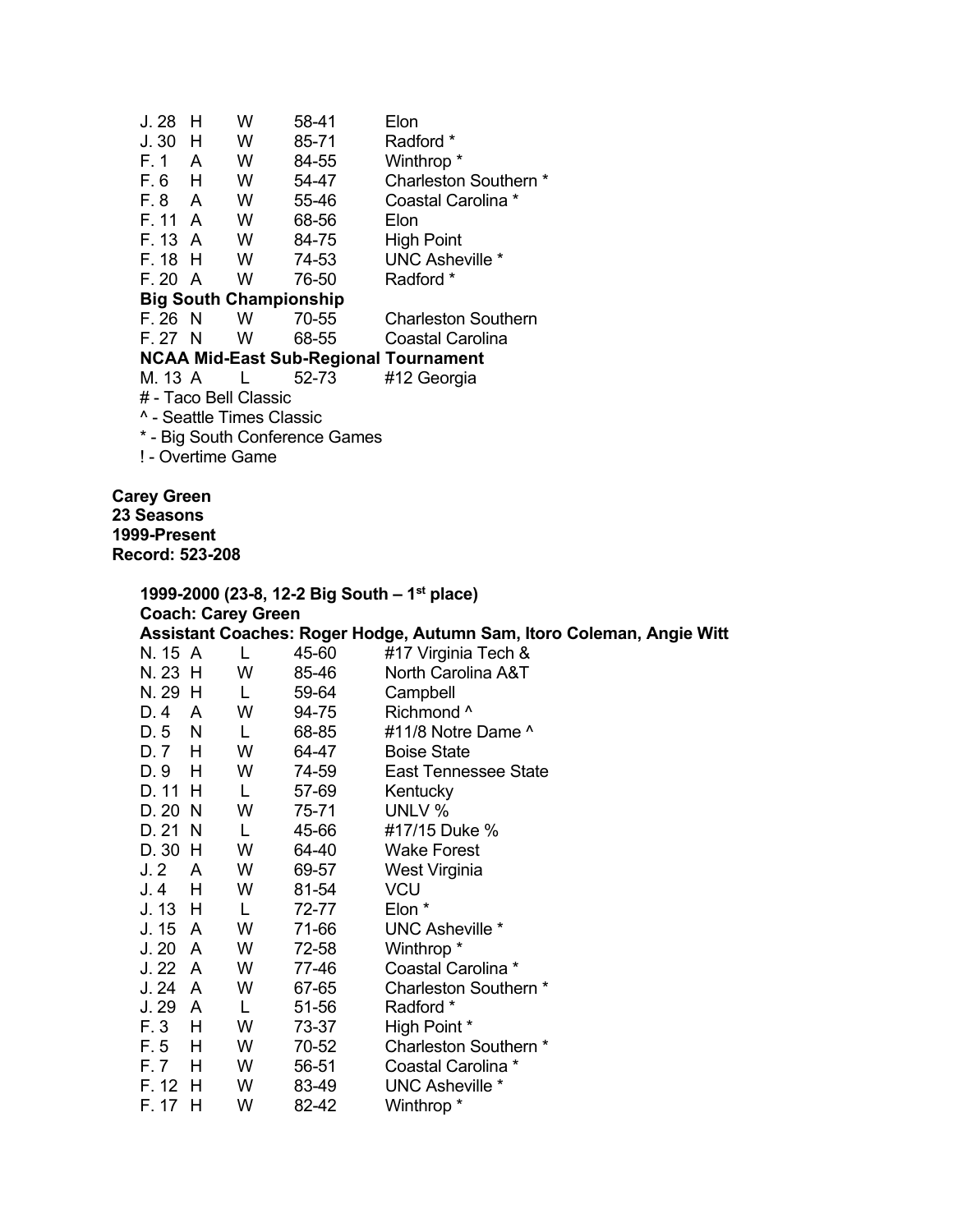| | | | | |
|---|---|---|---|---|
| J. 28 | H | W | 58-41 | Elon |
| J. 30 | H | W | 85-71 | Radford * |
| F. 1 | A | W | 84-55 | Winthrop * |
| F. 6 | H | W | 54-47 | Charleston Southern * |
| F. 8 | A | W | 55-46 | Coastal Carolina * |
| F. 11 | A | W | 68-56 | Elon |
| F. 13 | A | W | 84-75 | High Point |
| F. 18 | H | W | 74-53 | UNC Asheville * |
| F. 20 | A | W | 76-50 | Radford * |

**Big South Championship**

| | | | | |
|---|---|---|---|---|
| F. 26 | N | W | 70-55 | Charleston Southern |
| F. 27 | N | W | 68-55 | Coastal Carolina |

**NCAA Mid-East Sub-Regional Tournament**

| | | | | |
|---|---|---|---|---|
| M. 13 | A | L | 52-73 | #12 Georgia |

# - Taco Bell Classic
^ - Seattle Times Classic
* - Big South Conference Games
! - Overtime Game

**Carey Green**
**23 Seasons**
**1999-Present**
**Record: 523-208**

**1999-2000 (23-8, 12-2 Big South – 1st place)**
**Coach: Carey Green**
**Assistant Coaches: Roger Hodge, Autumn Sam, Itoro Coleman, Angie Witt**

| | | | | |
|---|---|---|---|---|
| N. 15 | A | L | 45-60 | #17 Virginia Tech & |
| N. 23 | H | W | 85-46 | North Carolina A&T |
| N. 29 | H | L | 59-64 | Campbell |
| D. 4 | A | W | 94-75 | Richmond ^ |
| D. 5 | N | L | 68-85 | #11/8 Notre Dame ^ |
| D. 7 | H | W | 64-47 | Boise State |
| D. 9 | H | W | 74-59 | East Tennessee State |
| D. 11 | H | L | 57-69 | Kentucky |
| D. 20 | N | W | 75-71 | UNLV % |
| D. 21 | N | L | 45-66 | #17/15 Duke % |
| D. 30 | H | W | 64-40 | Wake Forest |
| J. 2 | A | W | 69-57 | West Virginia |
| J. 4 | H | W | 81-54 | VCU |
| J. 13 | H | L | 72-77 | Elon * |
| J. 15 | A | W | 71-66 | UNC Asheville * |
| J. 20 | A | W | 72-58 | Winthrop * |
| J. 22 | A | W | 77-46 | Coastal Carolina * |
| J. 24 | A | W | 67-65 | Charleston Southern * |
| J. 29 | A | L | 51-56 | Radford * |
| F. 3 | H | W | 73-37 | High Point * |
| F. 5 | H | W | 70-52 | Charleston Southern * |
| F. 7 | H | W | 56-51 | Coastal Carolina * |
| F. 12 | H | W | 83-49 | UNC Asheville * |
| F. 17 | H | W | 82-42 | Winthrop * |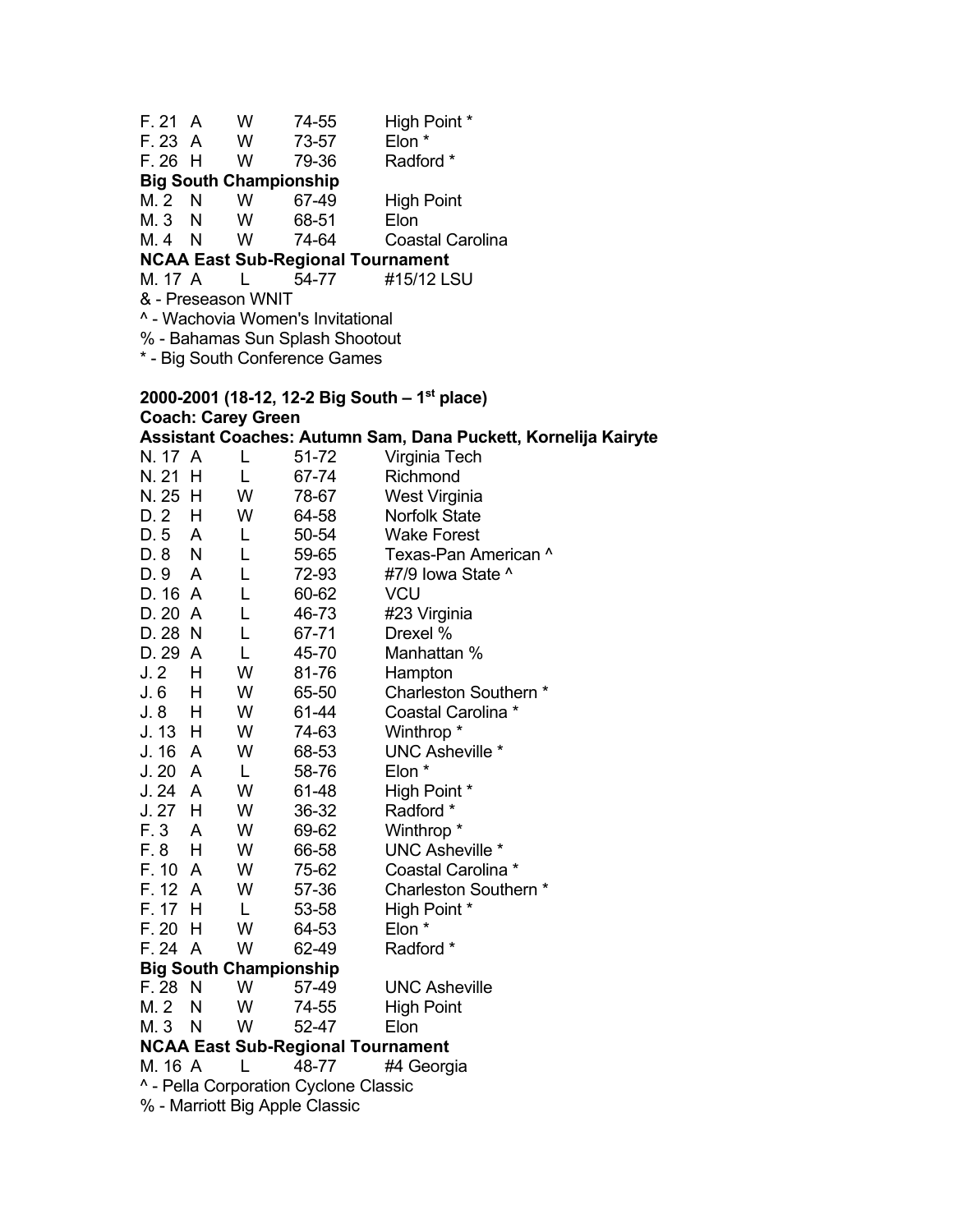| | | | | |
|---|---|---|---|---|
| F. 21 | A | W | 74-55 | High Point * |
| F. 23 | A | W | 73-57 | Elon * |
| F. 26 | H | W | 79-36 | Radford * |
| **Big South Championship** | | | | |
| M. 2 | N | W | 67-49 | High Point |
| M. 3 | N | W | 68-51 | Elon |
| M. 4 | N | W | 74-64 | Coastal Carolina |
| **NCAA East Sub-Regional Tournament** | | | | |
| M. 17 | A | L | 54-77 | #15/12 LSU |

& - Preseason WNIT

^ - Wachovia Women's Invitational

% - Bahamas Sun Splash Shootout

* - Big South Conference Games

**2000-2001 (18-12, 12-2 Big South – 1st place)**

**Coach: Carey Green**

**Assistant Coaches: Autumn Sam, Dana Puckett, Kornelija Kairyte**

| | | | | |
|---|---|---|---|---|
| N. 17 | A | L | 51-72 | Virginia Tech |
| N. 21 | H | L | 67-74 | Richmond |
| N. 25 | H | W | 78-67 | West Virginia |
| D. 2 | H | W | 64-58 | Norfolk State |
| D. 5 | A | L | 50-54 | Wake Forest |
| D. 8 | N | L | 59-65 | Texas-Pan American ^ |
| D. 9 | A | L | 72-93 | #7/9 Iowa State ^ |
| D. 16 | A | L | 60-62 | VCU |
| D. 20 | A | L | 46-73 | #23 Virginia |
| D. 28 | N | L | 67-71 | Drexel % |
| D. 29 | A | L | 45-70 | Manhattan % |
| J. 2 | H | W | 81-76 | Hampton |
| J. 6 | H | W | 65-50 | Charleston Southern * |
| J. 8 | H | W | 61-44 | Coastal Carolina * |
| J. 13 | H | W | 74-63 | Winthrop * |
| J. 16 | A | W | 68-53 | UNC Asheville * |
| J. 20 | A | L | 58-76 | Elon * |
| J. 24 | A | W | 61-48 | High Point * |
| J. 27 | H | W | 36-32 | Radford * |
| F. 3 | A | W | 69-62 | Winthrop * |
| F. 8 | H | W | 66-58 | UNC Asheville * |
| F. 10 | A | W | 75-62 | Coastal Carolina * |
| F. 12 | A | W | 57-36 | Charleston Southern * |
| F. 17 | H | L | 53-58 | High Point * |
| F. 20 | H | W | 64-53 | Elon * |
| F. 24 | A | W | 62-49 | Radford * |
| **Big South Championship** | | | | |
| F. 28 | N | W | 57-49 | UNC Asheville |
| M. 2 | N | W | 74-55 | High Point |
| M. 3 | N | W | 52-47 | Elon |
| **NCAA East Sub-Regional Tournament** | | | | |
| M. 16 | A | L | 48-77 | #4 Georgia |

^ - Pella Corporation Cyclone Classic

% - Marriott Big Apple Classic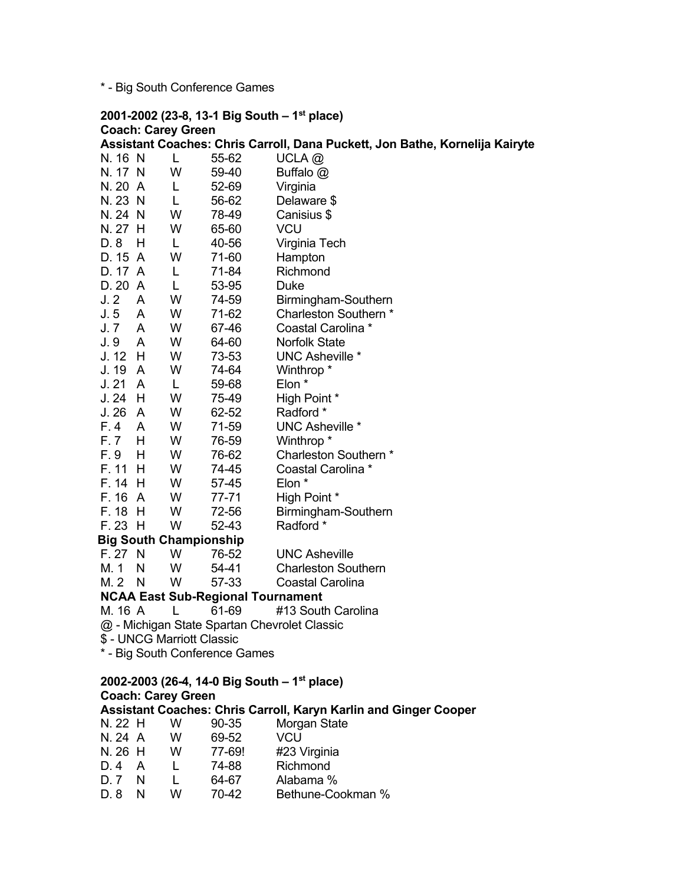* - Big South Conference Games

**2001-2002 (23-8, 13-1 Big South – 1st place)**
**Coach: Carey Green**
**Assistant Coaches: Chris Carroll, Dana Puckett, Jon Bathe, Kornelija Kairyte**

| | | | | |
|---|---|---|---|---|
| N. 16 | N | L | 55-62 | UCLA @ |
| N. 17 | N | W | 59-40 | Buffalo @ |
| N. 20 | A | L | 52-69 | Virginia |
| N. 23 | N | L | 56-62 | Delaware $ |
| N. 24 | N | W | 78-49 | Canisius $ |
| N. 27 | H | W | 65-60 | VCU |
| D. 8 | H | L | 40-56 | Virginia Tech |
| D. 15 | A | W | 71-60 | Hampton |
| D. 17 | A | L | 71-84 | Richmond |
| D. 20 | A | L | 53-95 | Duke |
| J. 2 | A | W | 74-59 | Birmingham-Southern |
| J. 5 | A | W | 71-62 | Charleston Southern * |
| J. 7 | A | W | 67-46 | Coastal Carolina * |
| J. 9 | A | W | 64-60 | Norfolk State |
| J. 12 | H | W | 73-53 | UNC Asheville * |
| J. 19 | A | W | 74-64 | Winthrop * |
| J. 21 | A | L | 59-68 | Elon * |
| J. 24 | H | W | 75-49 | High Point * |
| J. 26 | A | W | 62-52 | Radford * |
| F. 4 | A | W | 71-59 | UNC Asheville * |
| F. 7 | H | W | 76-59 | Winthrop * |
| F. 9 | H | W | 76-62 | Charleston Southern * |
| F. 11 | H | W | 74-45 | Coastal Carolina * |
| F. 14 | H | W | 57-45 | Elon * |
| F. 16 | A | W | 77-71 | High Point * |
| F. 18 | H | W | 72-56 | Birmingham-Southern |
| F. 23 | H | W | 52-43 | Radford * |
| **Big South Championship** | | | | |
| F. 27 | N | W | 76-52 | UNC Asheville |
| M. 1 | N | W | 54-41 | Charleston Southern |
| M. 2 | N | W | 57-33 | Coastal Carolina |
| **NCAA East Sub-Regional Tournament** | | | | |
| M. 16 | A | L | 61-69 | #13 South Carolina |

@ - Michigan State Spartan Chevrolet Classic
$ - UNCG Marriott Classic
* - Big South Conference Games

**2002-2003 (26-4, 14-0 Big South – 1st place)**
**Coach: Carey Green**
**Assistant Coaches: Chris Carroll, Karyn Karlin and Ginger Cooper**

| | | | | |
|---|---|---|---|---|
| N. 22 | H | W | 90-35 | Morgan State |
| N. 24 | A | W | 69-52 | VCU |
| N. 26 | H | W | 77-69! | #23 Virginia |
| D. 4 | A | L | 74-88 | Richmond |
| D. 7 | N | L | 64-67 | Alabama % |
| D. 8 | N | W | 70-42 | Bethune-Cookman % |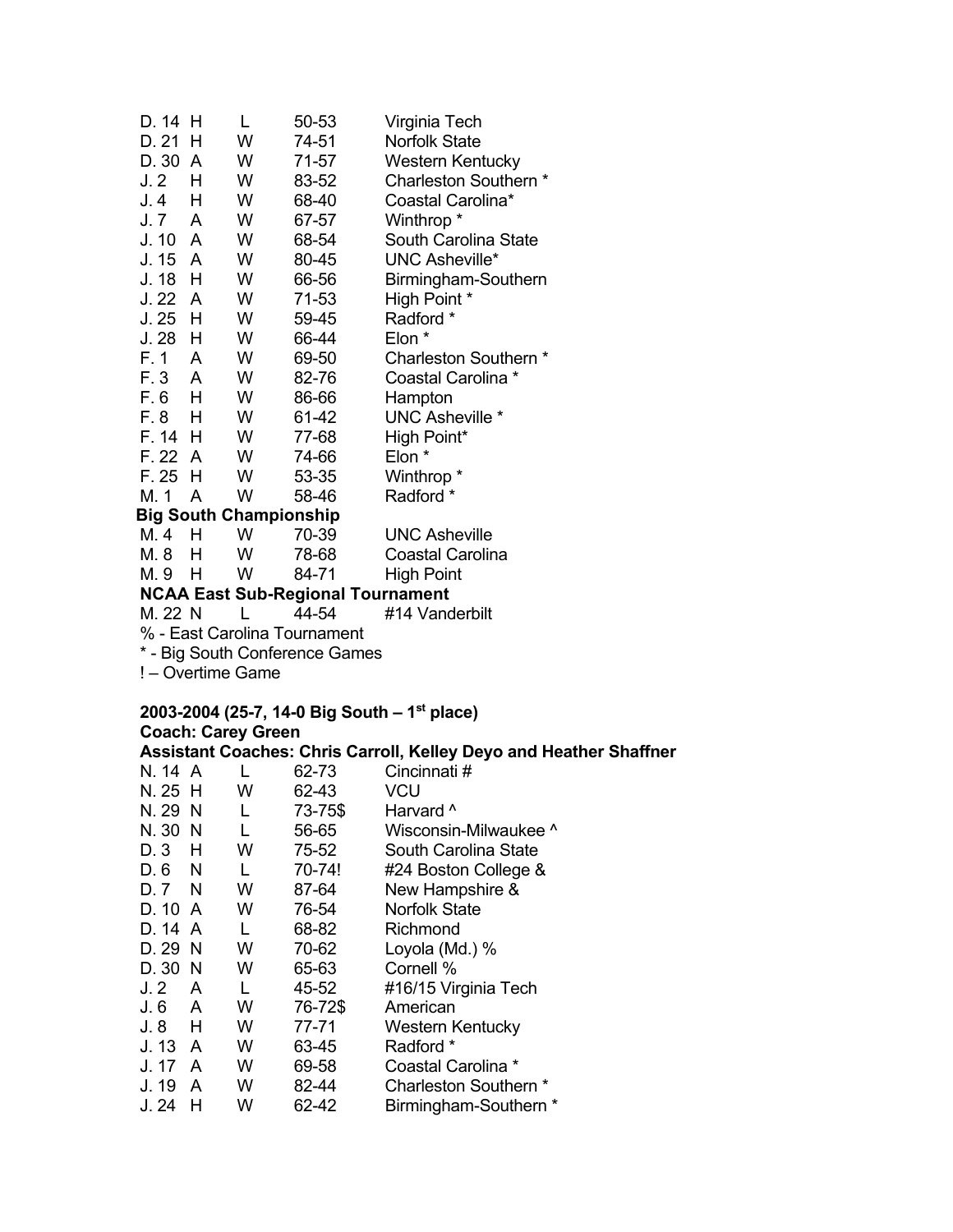| | | | | |
|---|---|---|---|---|
| D. 14 | H | L | 50-53 | Virginia Tech |
| D. 21 | H | W | 74-51 | Norfolk State |
| D. 30 | A | W | 71-57 | Western Kentucky |
| J. 2 | H | W | 83-52 | Charleston Southern * |
| J. 4 | H | W | 68-40 | Coastal Carolina* |
| J. 7 | A | W | 67-57 | Winthrop * |
| J. 10 | A | W | 68-54 | South Carolina State |
| J. 15 | A | W | 80-45 | UNC Asheville* |
| J. 18 | H | W | 66-56 | Birmingham-Southern |
| J. 22 | A | W | 71-53 | High Point * |
| J. 25 | H | W | 59-45 | Radford * |
| J. 28 | H | W | 66-44 | Elon * |
| F. 1 | A | W | 69-50 | Charleston Southern * |
| F. 3 | A | W | 82-76 | Coastal Carolina * |
| F. 6 | H | W | 86-66 | Hampton |
| F. 8 | H | W | 61-42 | UNC Asheville * |
| F. 14 | H | W | 77-68 | High Point* |
| F. 22 | A | W | 74-66 | Elon * |
| F. 25 | H | W | 53-35 | Winthrop * |
| M. 1 | A | W | 58-46 | Radford * |
| **Big South Championship** | | | | |
| M. 4 | H | W | 70-39 | UNC Asheville |
| M. 8 | H | W | 78-68 | Coastal Carolina |
| M. 9 | H | W | 84-71 | High Point |
| **NCAA East Sub-Regional Tournament** | | | | |
| M. 22 | N | L | 44-54 | #14 Vanderbilt |

% - East Carolina Tournament
* - Big South Conference Games
! – Overtime Game

**2003-2004 (25-7, 14-0 Big South – 1st place)**
**Coach: Carey Green**
**Assistant Coaches: Chris Carroll, Kelley Deyo and Heather Shaffner**

| | | | | |
|---|---|---|---|---|
| N. 14 | A | L | 62-73 | Cincinnati # |
| N. 25 | H | W | 62-43 | VCU |
| N. 29 | N | L | 73-75$ | Harvard ^ |
| N. 30 | N | L | 56-65 | Wisconsin-Milwaukee ^ |
| D. 3 | H | W | 75-52 | South Carolina State |
| D. 6 | N | L | 70-74! | #24 Boston College & |
| D. 7 | N | W | 87-64 | New Hampshire & |
| D. 10 | A | W | 76-54 | Norfolk State |
| D. 14 | A | L | 68-82 | Richmond |
| D. 29 | N | W | 70-62 | Loyola (Md.) % |
| D. 30 | N | W | 65-63 | Cornell % |
| J. 2 | A | L | 45-52 | #16/15 Virginia Tech |
| J. 6 | A | W | 76-72$ | American |
| J. 8 | H | W | 77-71 | Western Kentucky |
| J. 13 | A | W | 63-45 | Radford * |
| J. 17 | A | W | 69-58 | Coastal Carolina * |
| J. 19 | A | W | 82-44 | Charleston Southern * |
| J. 24 | H | W | 62-42 | Birmingham-Southern * |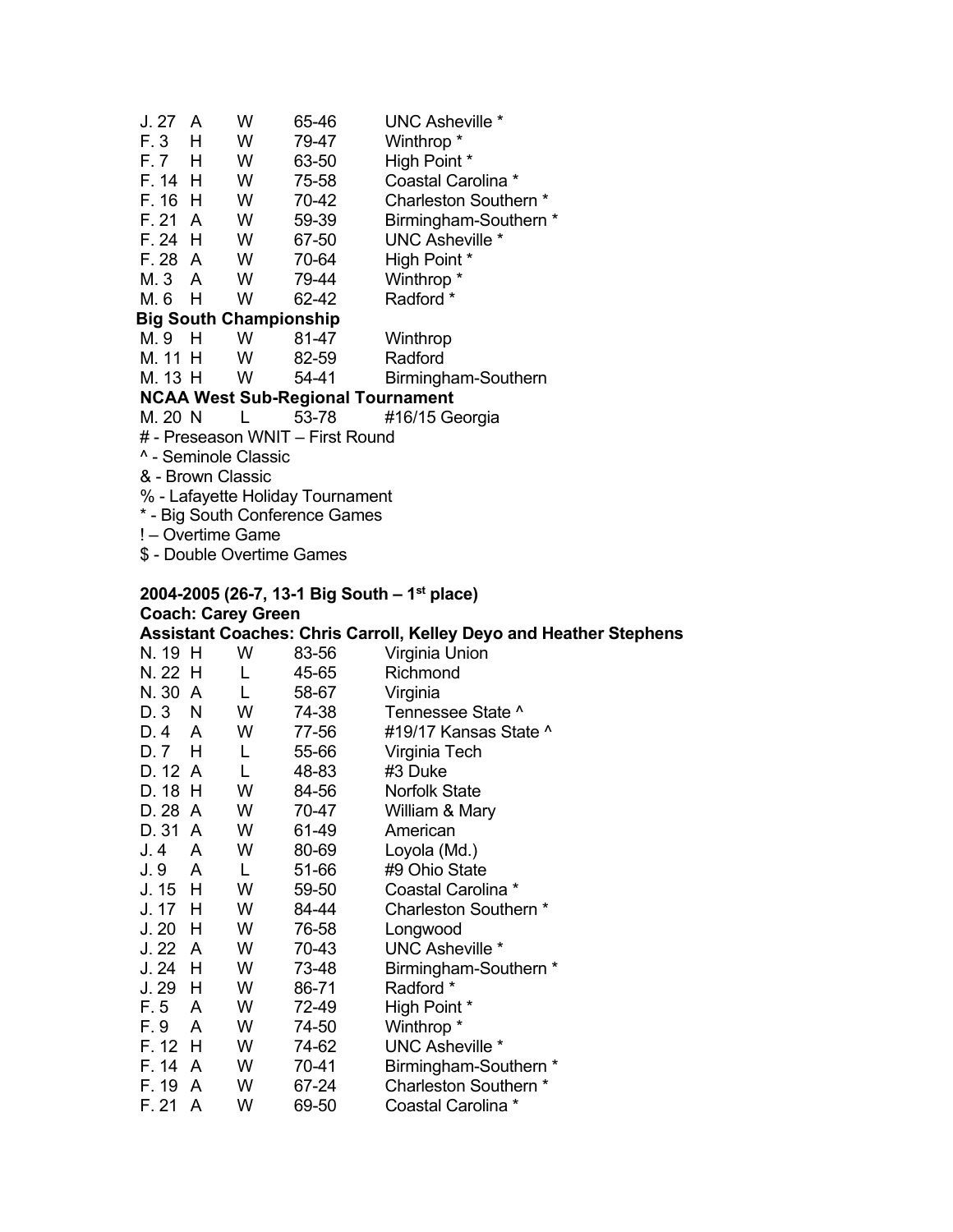| | | | | |
|---|---|---|---|---|
| J. 27 | A | W | 65-46 | UNC Asheville * |
| F. 3 | H | W | 79-47 | Winthrop * |
| F. 7 | H | W | 63-50 | High Point * |
| F. 14 | H | W | 75-58 | Coastal Carolina * |
| F. 16 | H | W | 70-42 | Charleston Southern * |
| F. 21 | A | W | 59-39 | Birmingham-Southern * |
| F. 24 | H | W | 67-50 | UNC Asheville * |
| F. 28 | A | W | 70-64 | High Point * |
| M. 3 | A | W | 79-44 | Winthrop * |
| M. 6 | H | W | 62-42 | Radford * |

**Big South Championship**

| | | | | |
|---|---|---|---|---|
| M. 9 | H | W | 81-47 | Winthrop |
| M. 11 | H | W | 82-59 | Radford |
| M. 13 | H | W | 54-41 | Birmingham-Southern |

**NCAA West Sub-Regional Tournament**

| | | | | |
|---|---|---|---|---|
| M. 20 | N | L | 53-78 | #16/15 Georgia |

# - Preseason WNIT – First Round
^ - Seminole Classic
& - Brown Classic
% - Lafayette Holiday Tournament
* - Big South Conference Games
! – Overtime Game
$ - Double Overtime Games

**2004-2005 (26-7, 13-1 Big South – 1st place)**
**Coach: Carey Green**
**Assistant Coaches: Chris Carroll, Kelley Deyo and Heather Stephens**

| | | | | |
|---|---|---|---|---|
| N. 19 | H | W | 83-56 | Virginia Union |
| N. 22 | H | L | 45-65 | Richmond |
| N. 30 | A | L | 58-67 | Virginia |
| D. 3 | N | W | 74-38 | Tennessee State ^ |
| D. 4 | A | W | 77-56 | #19/17 Kansas State ^ |
| D. 7 | H | L | 55-66 | Virginia Tech |
| D. 12 | A | L | 48-83 | #3 Duke |
| D. 18 | H | W | 84-56 | Norfolk State |
| D. 28 | A | W | 70-47 | William & Mary |
| D. 31 | A | W | 61-49 | American |
| J. 4 | A | W | 80-69 | Loyola (Md.) |
| J. 9 | A | L | 51-66 | #9 Ohio State |
| J. 15 | H | W | 59-50 | Coastal Carolina * |
| J. 17 | H | W | 84-44 | Charleston Southern * |
| J. 20 | H | W | 76-58 | Longwood |
| J. 22 | A | W | 70-43 | UNC Asheville * |
| J. 24 | H | W | 73-48 | Birmingham-Southern * |
| J. 29 | H | W | 86-71 | Radford * |
| F. 5 | A | W | 72-49 | High Point * |
| F. 9 | A | W | 74-50 | Winthrop * |
| F. 12 | H | W | 74-62 | UNC Asheville * |
| F. 14 | A | W | 70-41 | Birmingham-Southern * |
| F. 19 | A | W | 67-24 | Charleston Southern * |
| F. 21 | A | W | 69-50 | Coastal Carolina * |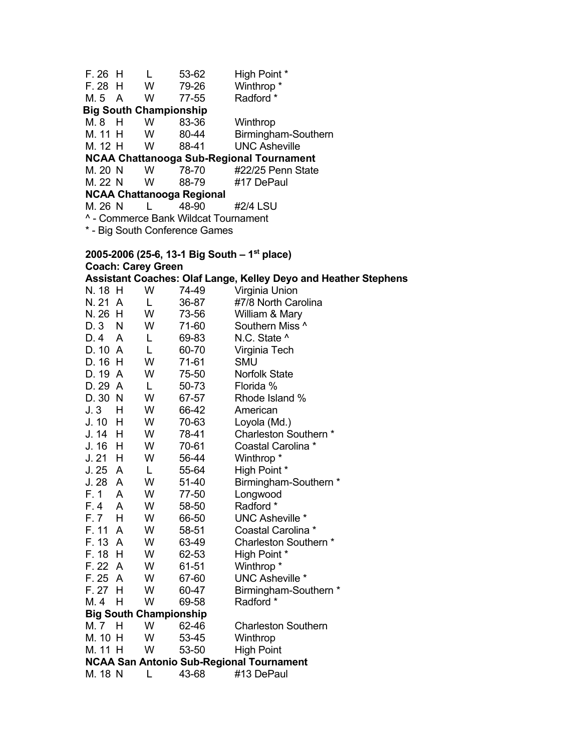| | | | | |
|---|---|---|---|---|
| F. 26 | H | L | 53-62 | High Point * |
| F. 28 | H | W | 79-26 | Winthrop * |
| M. 5 | A | W | 77-55 | Radford * |
| **Big South Championship** | | | | |
| M. 8 | H | W | 83-36 | Winthrop |
| M. 11 | H | W | 80-44 | Birmingham-Southern |
| M. 12 | H | W | 88-41 | UNC Asheville |
| **NCAA Chattanooga Sub-Regional Tournament** | | | | |
| M. 20 | N | W | 78-70 | #22/25 Penn State |
| M. 22 | N | W | 88-79 | #17 DePaul |
| **NCAA Chattanooga Regional** | | | | |
| M. 26 | N | L | 48-90 | #2/4 LSU |

^ - Commerce Bank Wildcat Tournament

* - Big South Conference Games

**2005-2006 (25-6, 13-1 Big South – 1st place)**

**Coach: Carey Green**

**Assistant Coaches: Olaf Lange, Kelley Deyo and Heather Stephens**

| | | | | |
|---|---|---|---|---|
| N. 18 | H | W | 74-49 | Virginia Union |
| N. 21 | A | L | 36-87 | #7/8 North Carolina |
| N. 26 | H | W | 73-56 | William & Mary |
| D. 3 | N | W | 71-60 | Southern Miss ^ |
| D. 4 | A | L | 69-83 | N.C. State ^ |
| D. 10 | A | L | 60-70 | Virginia Tech |
| D. 16 | H | W | 71-61 | SMU |
| D. 19 | A | W | 75-50 | Norfolk State |
| D. 29 | A | L | 50-73 | Florida % |
| D. 30 | N | W | 67-57 | Rhode Island % |
| J. 3 | H | W | 66-42 | American |
| J. 10 | H | W | 70-63 | Loyola (Md.) |
| J. 14 | H | W | 78-41 | Charleston Southern * |
| J. 16 | H | W | 70-61 | Coastal Carolina * |
| J. 21 | H | W | 56-44 | Winthrop * |
| J. 25 | A | L | 55-64 | High Point * |
| J. 28 | A | W | 51-40 | Birmingham-Southern * |
| F. 1 | A | W | 77-50 | Longwood |
| F. 4 | A | W | 58-50 | Radford * |
| F. 7 | H | W | 66-50 | UNC Asheville * |
| F. 11 | A | W | 58-51 | Coastal Carolina * |
| F. 13 | A | W | 63-49 | Charleston Southern * |
| F. 18 | H | W | 62-53 | High Point * |
| F. 22 | A | W | 61-51 | Winthrop * |
| F. 25 | A | W | 67-60 | UNC Asheville * |
| F. 27 | H | W | 60-47 | Birmingham-Southern * |
| M. 4 | H | W | 69-58 | Radford * |
| **Big South Championship** | | | | |
| M. 7 | H | W | 62-46 | Charleston Southern |
| M. 10 | H | W | 53-45 | Winthrop |
| M. 11 | H | W | 53-50 | High Point |
| **NCAA San Antonio Sub-Regional Tournament** | | | | |
| M. 18 | N | L | 43-68 | #13 DePaul |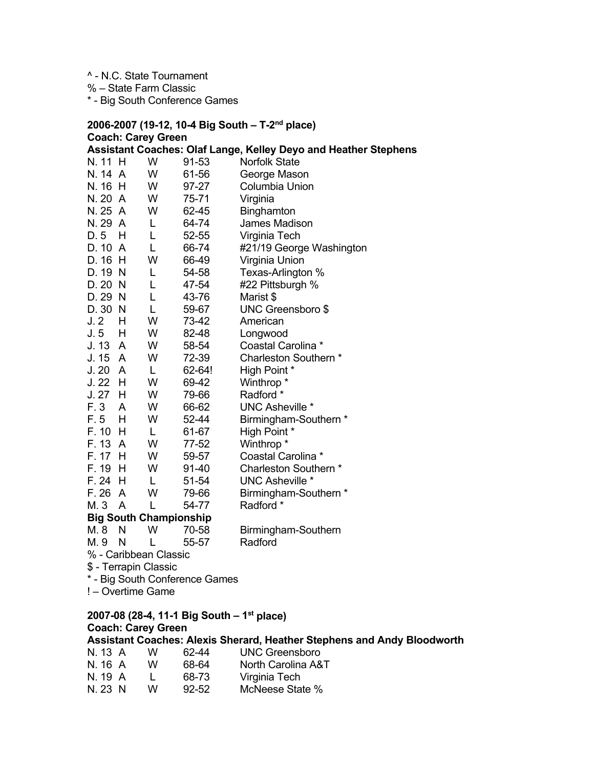^ - N.C. State Tournament
% – State Farm Classic
* - Big South Conference Games

**2006-2007 (19-12, 10-4 Big South – T-2nd place)**
**Coach: Carey Green**
**Assistant Coaches: Olaf Lange, Kelley Deyo and Heather Stephens**

| Date | Site | Result | Score | Opponent |
|---|---|---|---|---|
| N. 11 | H | W | 91-53 | Norfolk State |
| N. 14 | A | W | 61-56 | George Mason |
| N. 16 | H | W | 97-27 | Columbia Union |
| N. 20 | A | W | 75-71 | Virginia |
| N. 25 | A | W | 62-45 | Binghamton |
| N. 29 | A | L | 64-74 | James Madison |
| D. 5 | H | L | 52-55 | Virginia Tech |
| D. 10 | A | L | 66-74 | #21/19 George Washington |
| D. 16 | H | W | 66-49 | Virginia Union |
| D. 19 | N | L | 54-58 | Texas-Arlington % |
| D. 20 | N | L | 47-54 | #22 Pittsburgh % |
| D. 29 | N | L | 43-76 | Marist $ |
| D. 30 | N | L | 59-67 | UNC Greensboro $ |
| J. 2 | H | W | 73-42 | American |
| J. 5 | H | W | 82-48 | Longwood |
| J. 13 | A | W | 58-54 | Coastal Carolina * |
| J. 15 | A | W | 72-39 | Charleston Southern * |
| J. 20 | A | L | 62-64! | High Point * |
| J. 22 | H | W | 69-42 | Winthrop * |
| J. 27 | H | W | 79-66 | Radford * |
| F. 3 | A | W | 66-62 | UNC Asheville * |
| F. 5 | H | W | 52-44 | Birmingham-Southern * |
| F. 10 | H | L | 61-67 | High Point * |
| F. 13 | A | W | 77-52 | Winthrop * |
| F. 17 | H | W | 59-57 | Coastal Carolina * |
| F. 19 | H | W | 91-40 | Charleston Southern * |
| F. 24 | H | L | 51-54 | UNC Asheville * |
| F. 26 | A | W | 79-66 | Birmingham-Southern * |
| M. 3 | A | L | 54-77 | Radford * |
| **Big South Championship** | | | | |
| M. 8 | N | W | 70-58 | Birmingham-Southern |
| M. 9 | N | L | 55-57 | Radford |

% - Caribbean Classic
$ - Terrapin Classic
* - Big South Conference Games
! – Overtime Game

**2007-08 (28-4, 11-1 Big South – 1st place)**
**Coach: Carey Green**
**Assistant Coaches: Alexis Sherard, Heather Stephens and Andy Bloodworth**

| Date | Site | Result | Score | Opponent |
|---|---|---|---|---|
| N. 13 | A | W | 62-44 | UNC Greensboro |
| N. 16 | A | W | 68-64 | North Carolina A&T |
| N. 19 | A | L | 68-73 | Virginia Tech |
| N. 23 | N | W | 92-52 | McNeese State % |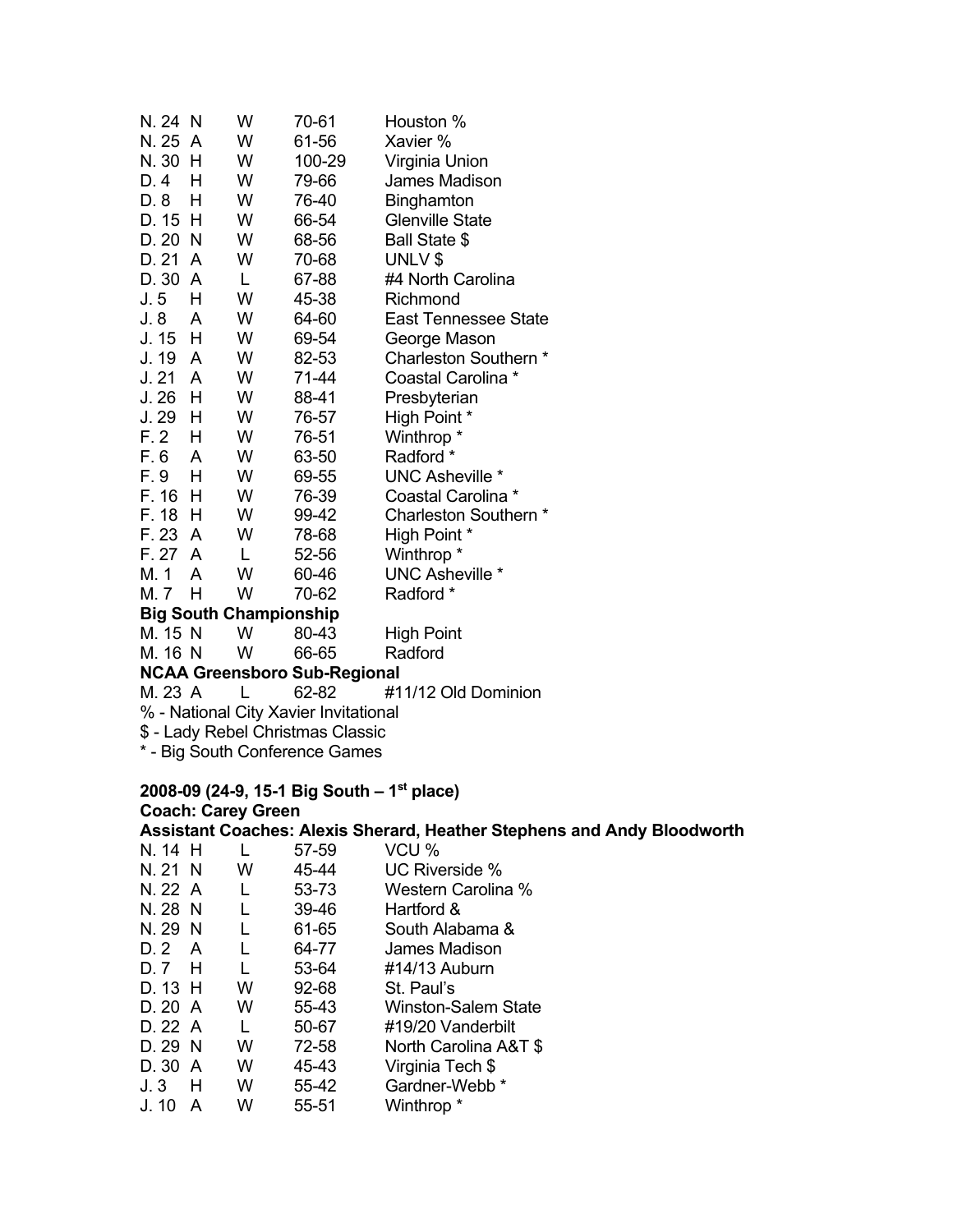| | | | | |
|---|---|---|---|---|
| N. 24 | N | W | 70-61 | Houston % |
| N. 25 | A | W | 61-56 | Xavier % |
| N. 30 | H | W | 100-29 | Virginia Union |
| D. 4 | H | W | 79-66 | James Madison |
| D. 8 | H | W | 76-40 | Binghamton |
| D. 15 | H | W | 66-54 | Glenville State |
| D. 20 | N | W | 68-56 | Ball State $ |
| D. 21 | A | W | 70-68 | UNLV $ |
| D. 30 | A | L | 67-88 | #4 North Carolina |
| J. 5 | H | W | 45-38 | Richmond |
| J. 8 | A | W | 64-60 | East Tennessee State |
| J. 15 | H | W | 69-54 | George Mason |
| J. 19 | A | W | 82-53 | Charleston Southern * |
| J. 21 | A | W | 71-44 | Coastal Carolina * |
| J. 26 | H | W | 88-41 | Presbyterian |
| J. 29 | H | W | 76-57 | High Point * |
| F. 2 | H | W | 76-51 | Winthrop * |
| F. 6 | A | W | 63-50 | Radford * |
| F. 9 | H | W | 69-55 | UNC Asheville * |
| F. 16 | H | W | 76-39 | Coastal Carolina * |
| F. 18 | H | W | 99-42 | Charleston Southern * |
| F. 23 | A | W | 78-68 | High Point * |
| F. 27 | A | L | 52-56 | Winthrop * |
| M. 1 | A | W | 60-46 | UNC Asheville * |
| M. 7 | H | W | 70-62 | Radford * |
| **Big South Championship** | | | | |
| M. 15 | N | W | 80-43 | High Point |
| M. 16 | N | W | 66-65 | Radford |
| **NCAA Greensboro Sub-Regional** | | | | |
| M. 23 | A | L | 62-82 | #11/12 Old Dominion |

% - National City Xavier Invitational
$ - Lady Rebel Christmas Classic
* - Big South Conference Games

**2008-09 (24-9, 15-1 Big South – 1st place)**
**Coach: Carey Green**
**Assistant Coaches: Alexis Sherard, Heather Stephens and Andy Bloodworth**

| | | | | |
|---|---|---|---|---|
| N. 14 | H | L | 57-59 | VCU % |
| N. 21 | N | W | 45-44 | UC Riverside % |
| N. 22 | A | L | 53-73 | Western Carolina % |
| N. 28 | N | L | 39-46 | Hartford & |
| N. 29 | N | L | 61-65 | South Alabama & |
| D. 2 | A | L | 64-77 | James Madison |
| D. 7 | H | L | 53-64 | #14/13 Auburn |
| D. 13 | H | W | 92-68 | St. Paul's |
| D. 20 | A | W | 55-43 | Winston-Salem State |
| D. 22 | A | L | 50-67 | #19/20 Vanderbilt |
| D. 29 | N | W | 72-58 | North Carolina A&T $ |
| D. 30 | A | W | 45-43 | Virginia Tech $ |
| J. 3 | H | W | 55-42 | Gardner-Webb * |
| J. 10 | A | W | 55-51 | Winthrop * |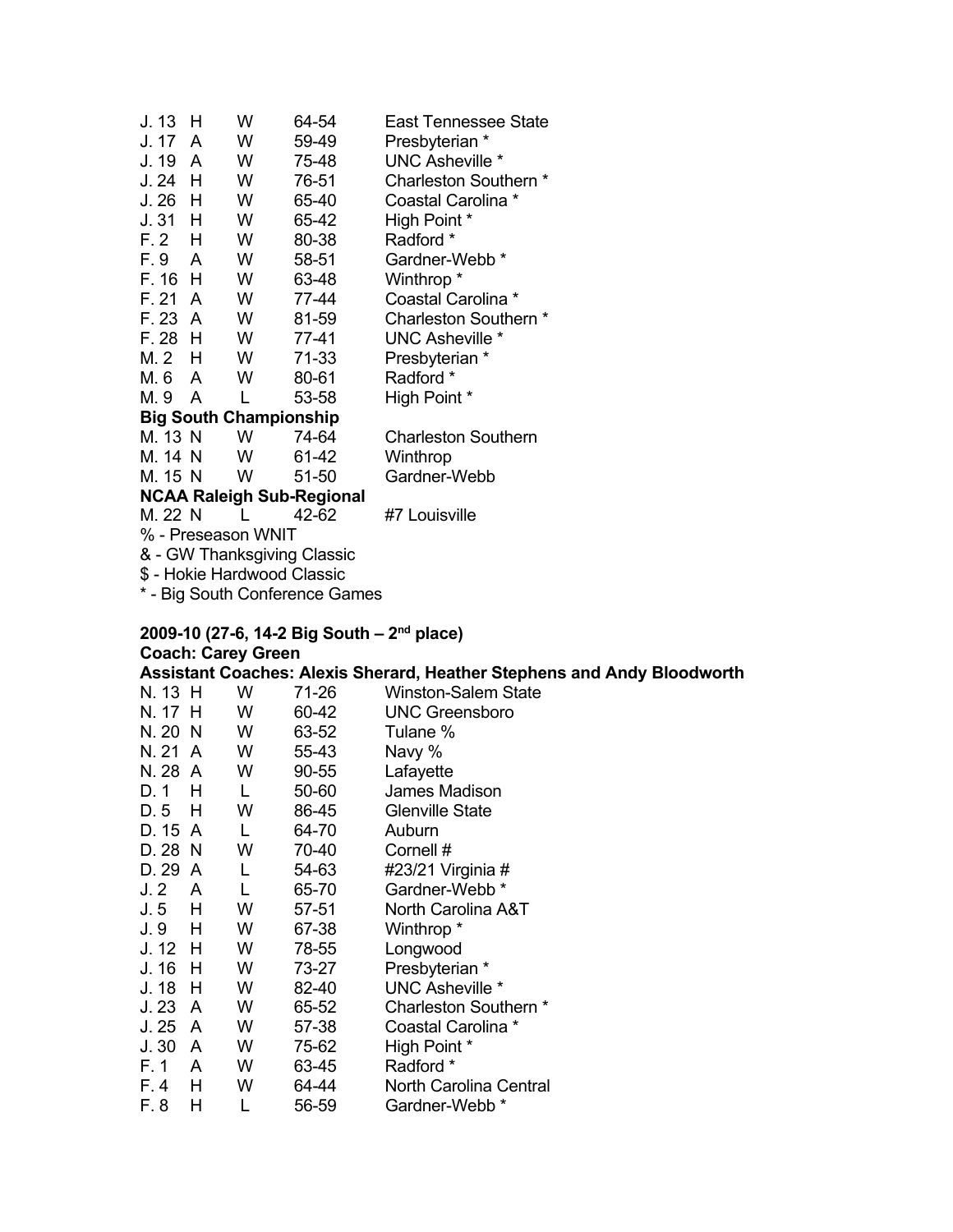| | | | | |
|---|---|---|---|---|
| J. 13 | H | W | 64-54 | East Tennessee State |
| J. 17 | A | W | 59-49 | Presbyterian * |
| J. 19 | A | W | 75-48 | UNC Asheville * |
| J. 24 | H | W | 76-51 | Charleston Southern * |
| J. 26 | H | W | 65-40 | Coastal Carolina * |
| J. 31 | H | W | 65-42 | High Point * |
| F. 2 | H | W | 80-38 | Radford * |
| F. 9 | A | W | 58-51 | Gardner-Webb * |
| F. 16 | H | W | 63-48 | Winthrop * |
| F. 21 | A | W | 77-44 | Coastal Carolina * |
| F. 23 | A | W | 81-59 | Charleston Southern * |
| F. 28 | H | W | 77-41 | UNC Asheville * |
| M. 2 | H | W | 71-33 | Presbyterian * |
| M. 6 | A | W | 80-61 | Radford * |
| M. 9 | A | L | 53-58 | High Point * |
| **Big South Championship** | | | | |
| M. 13 | N | W | 74-64 | Charleston Southern |
| M. 14 | N | W | 61-42 | Winthrop |
| M. 15 | N | W | 51-50 | Gardner-Webb |
| **NCAA Raleigh Sub-Regional** | | | | |
| M. 22 | N | L | 42-62 | #7 Louisville |

% - Preseason WNIT

& - GW Thanksgiving Classic

$ - Hokie Hardwood Classic

* - Big South Conference Games

**2009-10 (27-6, 14-2 Big South – 2nd place)**

**Coach: Carey Green**

**Assistant Coaches: Alexis Sherard, Heather Stephens and Andy Bloodworth**

| | | | | |
|---|---|---|---|---|
| N. 13 | H | W | 71-26 | Winston-Salem State |
| N. 17 | H | W | 60-42 | UNC Greensboro |
| N. 20 | N | W | 63-52 | Tulane % |
| N. 21 | A | W | 55-43 | Navy % |
| N. 28 | A | W | 90-55 | Lafayette |
| D. 1 | H | L | 50-60 | James Madison |
| D. 5 | H | W | 86-45 | Glenville State |
| D. 15 | A | L | 64-70 | Auburn |
| D. 28 | N | W | 70-40 | Cornell # |
| D. 29 | A | L | 54-63 | #23/21 Virginia # |
| J. 2 | A | L | 65-70 | Gardner-Webb * |
| J. 5 | H | W | 57-51 | North Carolina A&T |
| J. 9 | H | W | 67-38 | Winthrop * |
| J. 12 | H | W | 78-55 | Longwood |
| J. 16 | H | W | 73-27 | Presbyterian * |
| J. 18 | H | W | 82-40 | UNC Asheville * |
| J. 23 | A | W | 65-52 | Charleston Southern * |
| J. 25 | A | W | 57-38 | Coastal Carolina * |
| J. 30 | A | W | 75-62 | High Point * |
| F. 1 | A | W | 63-45 | Radford * |
| F. 4 | H | W | 64-44 | North Carolina Central |
| F. 8 | H | L | 56-59 | Gardner-Webb * |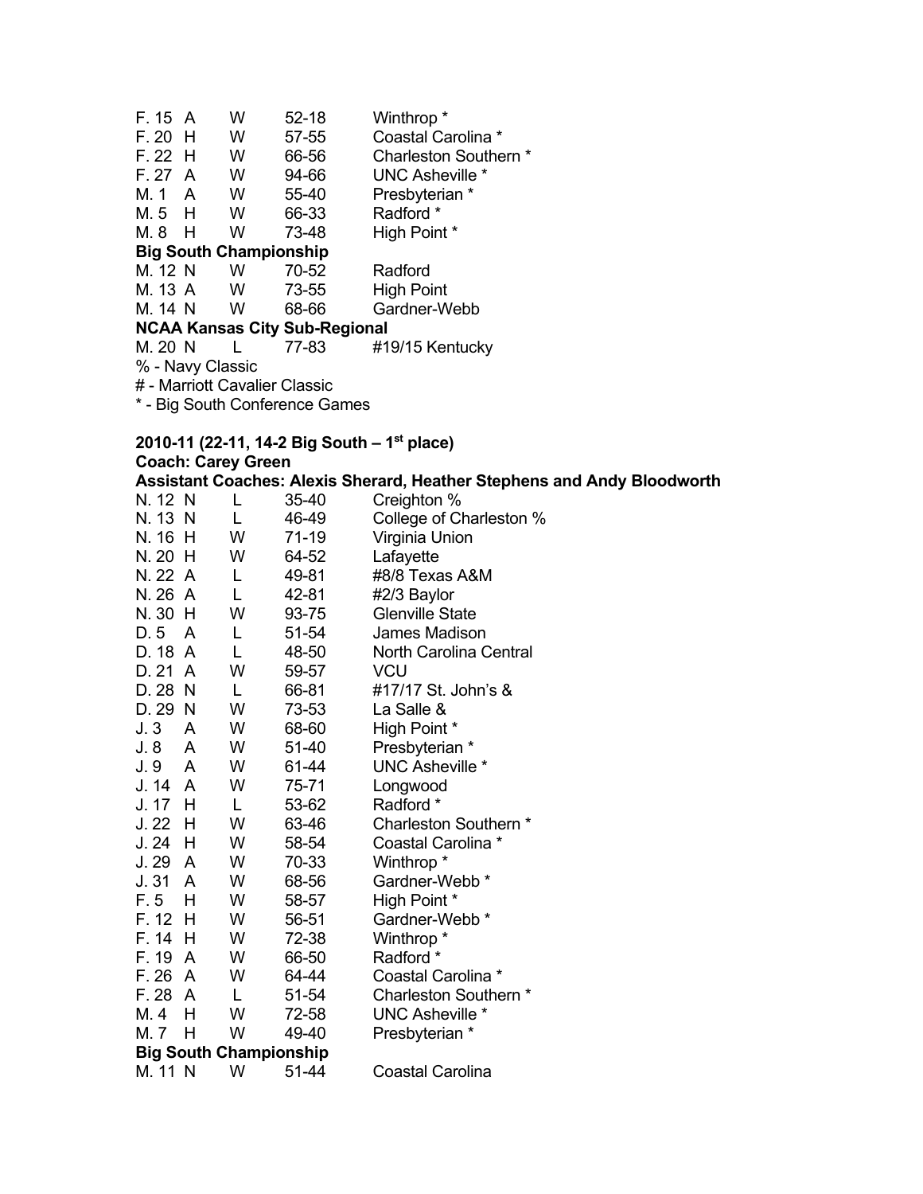| | | | | |
|---|---|---|---|---|
| F. 15 | A | W | 52-18 | Winthrop * |
| F. 20 | H | W | 57-55 | Coastal Carolina * |
| F. 22 | H | W | 66-56 | Charleston Southern * |
| F. 27 | A | W | 94-66 | UNC Asheville * |
| M. 1 | A | W | 55-40 | Presbyterian * |
| M. 5 | H | W | 66-33 | Radford * |
| M. 8 | H | W | 73-48 | High Point * |

**Big South Championship**

| | | | | |
|---|---|---|---|---|
| M. 12 | N | W | 70-52 | Radford |
| M. 13 | A | W | 73-55 | High Point |
| M. 14 | N | W | 68-66 | Gardner-Webb |

**NCAA Kansas City Sub-Regional**

| | | | | |
|---|---|---|---|---|
| M. 20 | N | L | 77-83 | #19/15 Kentucky |

% - Navy Classic

# - Marriott Cavalier Classic

* - Big South Conference Games

**2010-11 (22-11, 14-2 Big South – 1st place)**

**Coach: Carey Green**

**Assistant Coaches: Alexis Sherard, Heather Stephens and Andy Bloodworth**

| | | | | |
|---|---|---|---|---|
| N. 12 | N | L | 35-40 | Creighton % |
| N. 13 | N | L | 46-49 | College of Charleston % |
| N. 16 | H | W | 71-19 | Virginia Union |
| N. 20 | H | W | 64-52 | Lafayette |
| N. 22 | A | L | 49-81 | #8/8 Texas A&M |
| N. 26 | A | L | 42-81 | #2/3 Baylor |
| N. 30 | H | W | 93-75 | Glenville State |
| D. 5 | A | L | 51-54 | James Madison |
| D. 18 | A | L | 48-50 | North Carolina Central |
| D. 21 | A | W | 59-57 | VCU |
| D. 28 | N | L | 66-81 | #17/17 St. John's & |
| D. 29 | N | W | 73-53 | La Salle & |
| J. 3 | A | W | 68-60 | High Point * |
| J. 8 | A | W | 51-40 | Presbyterian * |
| J. 9 | A | W | 61-44 | UNC Asheville * |
| J. 14 | A | W | 75-71 | Longwood |
| J. 17 | H | L | 53-62 | Radford * |
| J. 22 | H | W | 63-46 | Charleston Southern * |
| J. 24 | H | W | 58-54 | Coastal Carolina * |
| J. 29 | A | W | 70-33 | Winthrop * |
| J. 31 | A | W | 68-56 | Gardner-Webb * |
| F. 5 | H | W | 58-57 | High Point * |
| F. 12 | H | W | 56-51 | Gardner-Webb * |
| F. 14 | H | W | 72-38 | Winthrop * |
| F. 19 | A | W | 66-50 | Radford * |
| F. 26 | A | W | 64-44 | Coastal Carolina * |
| F. 28 | A | L | 51-54 | Charleston Southern * |
| M. 4 | H | W | 72-58 | UNC Asheville * |
| M. 7 | H | W | 49-40 | Presbyterian * |

**Big South Championship**

| | | | | |
|---|---|---|---|---|
| M. 11 | N | W | 51-44 | Coastal Carolina |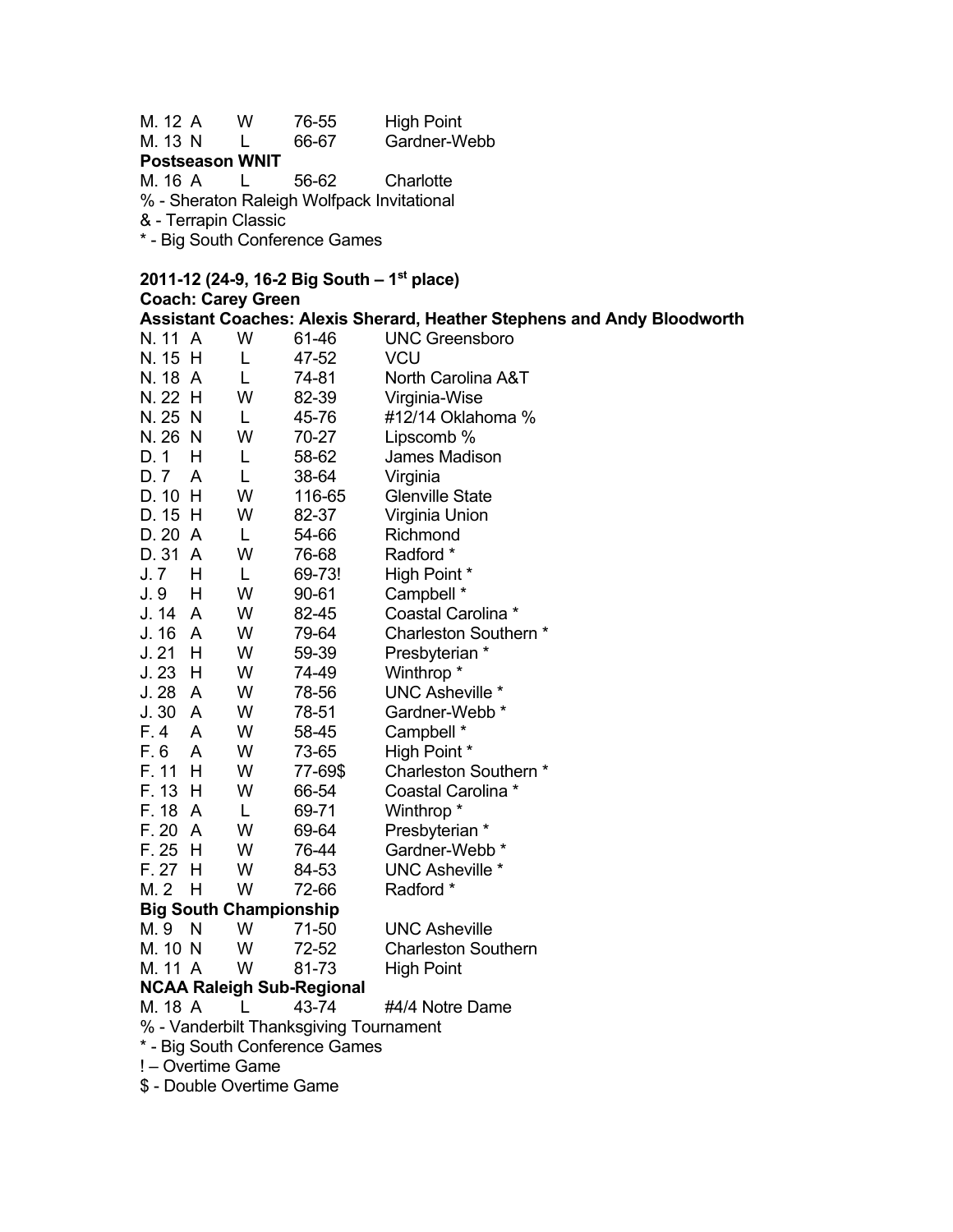| | | | | |
|---|---|---|---|---|
| M. 12 | A | W | 76-55 | High Point |
| M. 13 | N | L | 66-67 | Gardner-Webb |

**Postseason WNIT**

| | | | | |
|---|---|---|---|---|
| M. 16 | A | L | 56-62 | Charlotte |

% - Sheraton Raleigh Wolfpack Invitational
& - Terrapin Classic
* - Big South Conference Games

**2011-12 (24-9, 16-2 Big South – 1st place)**
**Coach: Carey Green**
**Assistant Coaches: Alexis Sherard, Heather Stephens and Andy Bloodworth**

| | | | | |
|---|---|---|---|---|
| N. 11 | A | W | 61-46 | UNC Greensboro |
| N. 15 | H | L | 47-52 | VCU |
| N. 18 | A | L | 74-81 | North Carolina A&T |
| N. 22 | H | W | 82-39 | Virginia-Wise |
| N. 25 | N | L | 45-76 | #12/14 Oklahoma % |
| N. 26 | N | W | 70-27 | Lipscomb % |
| D. 1 | H | L | 58-62 | James Madison |
| D. 7 | A | L | 38-64 | Virginia |
| D. 10 | H | W | 116-65 | Glenville State |
| D. 15 | H | W | 82-37 | Virginia Union |
| D. 20 | A | L | 54-66 | Richmond |
| D. 31 | A | W | 76-68 | Radford * |
| J. 7 | H | L | 69-73! | High Point * |
| J. 9 | H | W | 90-61 | Campbell * |
| J. 14 | A | W | 82-45 | Coastal Carolina * |
| J. 16 | A | W | 79-64 | Charleston Southern * |
| J. 21 | H | W | 59-39 | Presbyterian * |
| J. 23 | H | W | 74-49 | Winthrop * |
| J. 28 | A | W | 78-56 | UNC Asheville * |
| J. 30 | A | W | 78-51 | Gardner-Webb * |
| F. 4 | A | W | 58-45 | Campbell * |
| F. 6 | A | W | 73-65 | High Point * |
| F. 11 | H | W | 77-69$ | Charleston Southern * |
| F. 13 | H | W | 66-54 | Coastal Carolina * |
| F. 18 | A | L | 69-71 | Winthrop * |
| F. 20 | A | W | 69-64 | Presbyterian * |
| F. 25 | H | W | 76-44 | Gardner-Webb * |
| F. 27 | H | W | 84-53 | UNC Asheville * |
| M. 2 | H | W | 72-66 | Radford * |

**Big South Championship**

| | | | | |
|---|---|---|---|---|
| M. 9 | N | W | 71-50 | UNC Asheville |
| M. 10 | N | W | 72-52 | Charleston Southern |
| M. 11 | A | W | 81-73 | High Point |

**NCAA Raleigh Sub-Regional**

| | | | | |
|---|---|---|---|---|
| M. 18 | A | L | 43-74 | #4/4 Notre Dame |

% - Vanderbilt Thanksgiving Tournament
* - Big South Conference Games
! – Overtime Game
$ - Double Overtime Game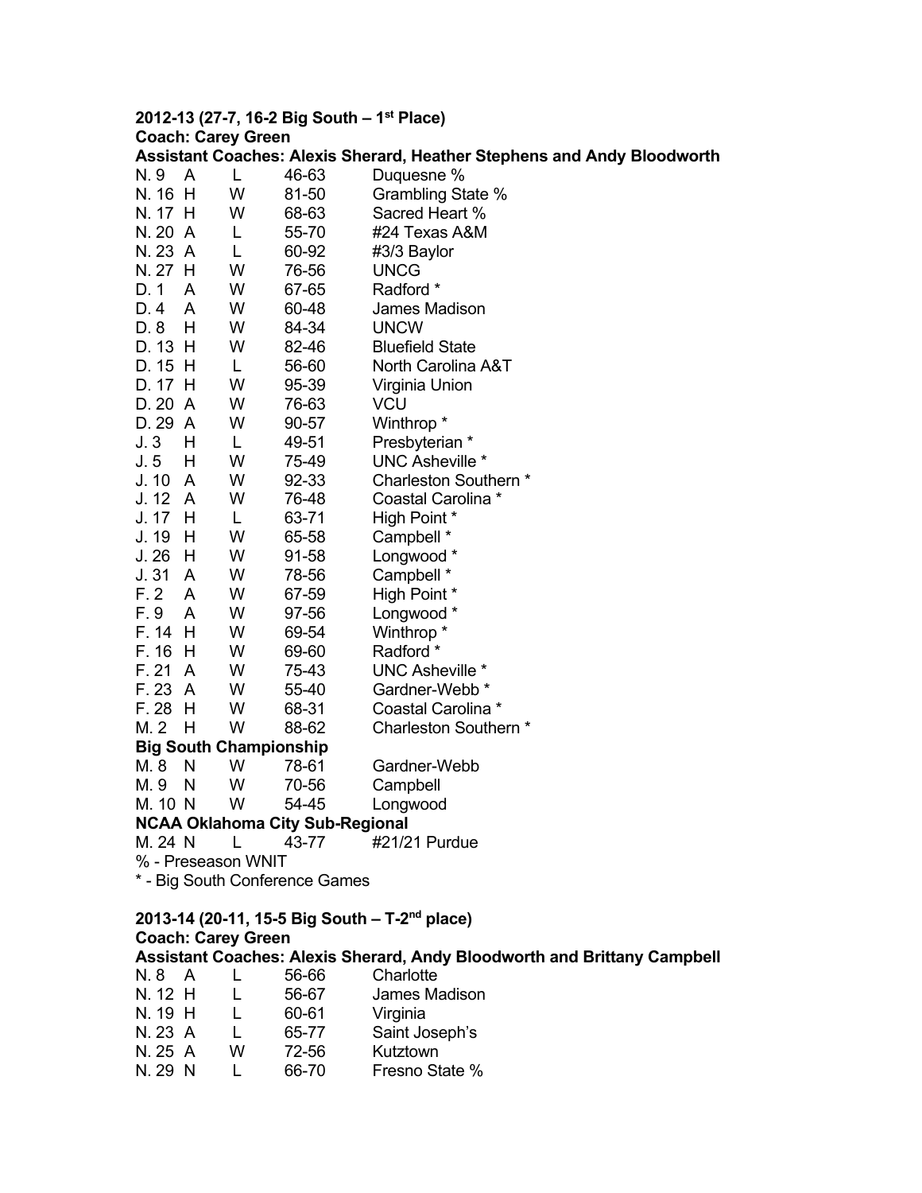**2012-13 (27-7, 16-2 Big South – 1st Place)**
**Coach: Carey Green**
**Assistant Coaches: Alexis Sherard, Heather Stephens and Andy Bloodworth**

| Date | Site | Result | Score | Opponent |
|---|---|---|---|---|
| N. 9 | A | L | 46-63 | Duquesne % |
| N. 16 | H | W | 81-50 | Grambling State % |
| N. 17 | H | W | 68-63 | Sacred Heart % |
| N. 20 | A | L | 55-70 | #24 Texas A&M |
| N. 23 | A | L | 60-92 | #3/3 Baylor |
| N. 27 | H | W | 76-56 | UNCG |
| D. 1 | A | W | 67-65 | Radford * |
| D. 4 | A | W | 60-48 | James Madison |
| D. 8 | H | W | 84-34 | UNCW |
| D. 13 | H | W | 82-46 | Bluefield State |
| D. 15 | H | L | 56-60 | North Carolina A&T |
| D. 17 | H | W | 95-39 | Virginia Union |
| D. 20 | A | W | 76-63 | VCU |
| D. 29 | A | W | 90-57 | Winthrop * |
| J. 3 | H | L | 49-51 | Presbyterian * |
| J. 5 | H | W | 75-49 | UNC Asheville * |
| J. 10 | A | W | 92-33 | Charleston Southern * |
| J. 12 | A | W | 76-48 | Coastal Carolina * |
| J. 17 | H | L | 63-71 | High Point * |
| J. 19 | H | W | 65-58 | Campbell * |
| J. 26 | H | W | 91-58 | Longwood * |
| J. 31 | A | W | 78-56 | Campbell * |
| F. 2 | A | W | 67-59 | High Point * |
| F. 9 | A | W | 97-56 | Longwood * |
| F. 14 | H | W | 69-54 | Winthrop * |
| F. 16 | H | W | 69-60 | Radford * |
| F. 21 | A | W | 75-43 | UNC Asheville * |
| F. 23 | A | W | 55-40 | Gardner-Webb * |
| F. 28 | H | W | 68-31 | Coastal Carolina * |
| M. 2 | H | W | 88-62 | Charleston Southern * |
| **Big South Championship** | | | | |
| M. 8 | N | W | 78-61 | Gardner-Webb |
| M. 9 | N | W | 70-56 | Campbell |
| M. 10 | N | W | 54-45 | Longwood |
| **NCAA Oklahoma City Sub-Regional** | | | | |
| M. 24 | N | L | 43-77 | #21/21 Purdue |

% - Preseason WNIT
* - Big South Conference Games

**2013-14 (20-11, 15-5 Big South – T-2nd place)**
**Coach: Carey Green**
**Assistant Coaches: Alexis Sherard, Andy Bloodworth and Brittany Campbell**

| Date | Site | Result | Score | Opponent |
|---|---|---|---|---|
| N. 8 | A | L | 56-66 | Charlotte |
| N. 12 | H | L | 56-67 | James Madison |
| N. 19 | H | L | 60-61 | Virginia |
| N. 23 | A | L | 65-77 | Saint Joseph's |
| N. 25 | A | W | 72-56 | Kutztown |
| N. 29 | N | L | 66-70 | Fresno State % |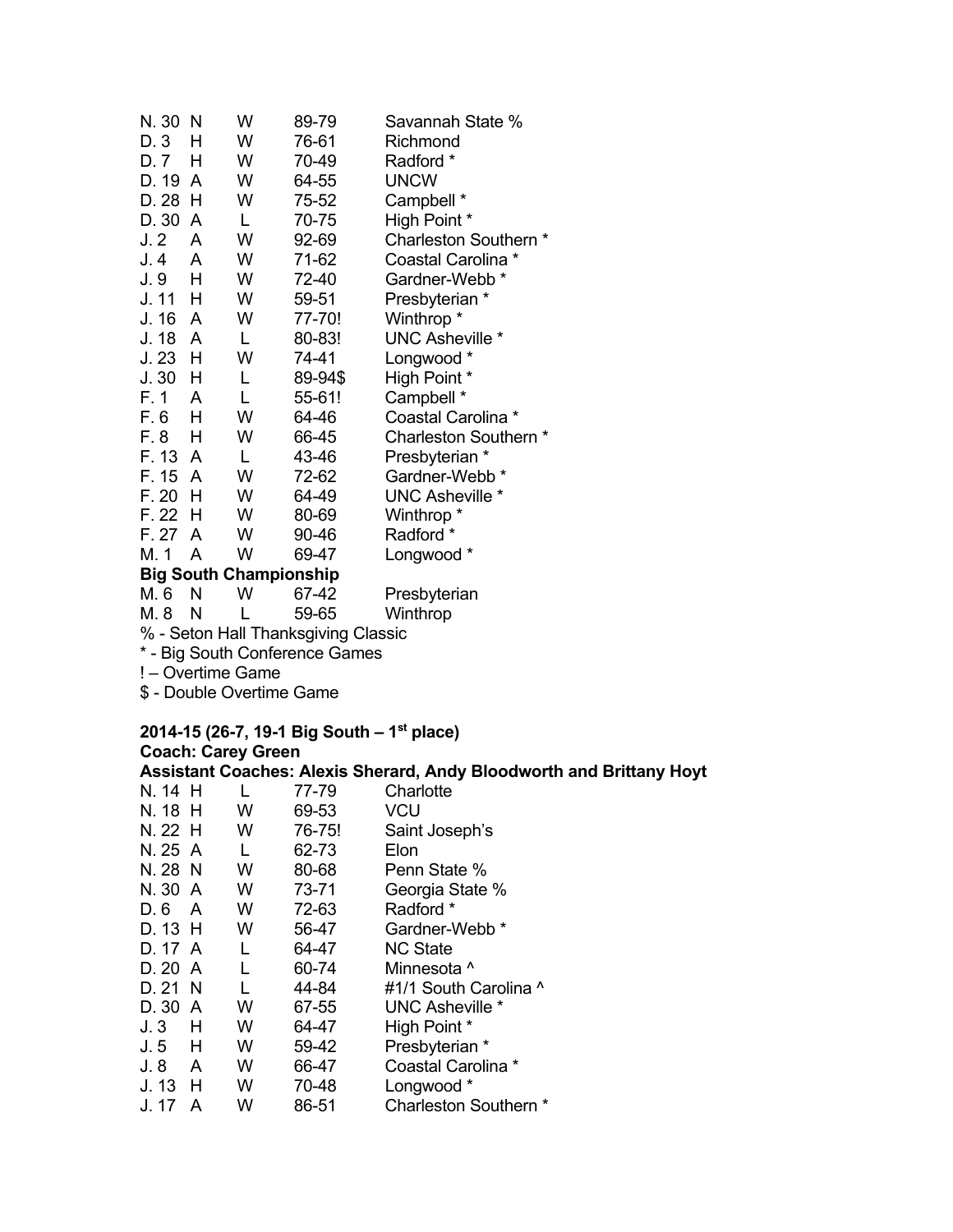| | | | | |
|---|---|---|---|---|
| N. 30 | N | W | 89-79 | Savannah State % |
| D. 3 | H | W | 76-61 | Richmond |
| D. 7 | H | W | 70-49 | Radford * |
| D. 19 | A | W | 64-55 | UNCW |
| D. 28 | H | W | 75-52 | Campbell * |
| D. 30 | A | L | 70-75 | High Point * |
| J. 2 | A | W | 92-69 | Charleston Southern * |
| J. 4 | A | W | 71-62 | Coastal Carolina * |
| J. 9 | H | W | 72-40 | Gardner-Webb * |
| J. 11 | H | W | 59-51 | Presbyterian * |
| J. 16 | A | W | 77-70! | Winthrop * |
| J. 18 | A | L | 80-83! | UNC Asheville * |
| J. 23 | H | W | 74-41 | Longwood * |
| J. 30 | H | L | 89-94$ | High Point * |
| F. 1 | A | L | 55-61! | Campbell * |
| F. 6 | H | W | 64-46 | Coastal Carolina * |
| F. 8 | H | W | 66-45 | Charleston Southern * |
| F. 13 | A | L | 43-46 | Presbyterian * |
| F. 15 | A | W | 72-62 | Gardner-Webb * |
| F. 20 | H | W | 64-49 | UNC Asheville * |
| F. 22 | H | W | 80-69 | Winthrop * |
| F. 27 | A | W | 90-46 | Radford * |
| M. 1 | A | W | 69-47 | Longwood * |

**Big South Championship**

| | | | | |
|---|---|---|---|---|
| M. 6 | N | W | 67-42 | Presbyterian |
| M. 8 | N | L | 59-65 | Winthrop |

% - Seton Hall Thanksgiving Classic
* - Big South Conference Games
! – Overtime Game
$ - Double Overtime Game

**2014-15 (26-7, 19-1 Big South – 1st place)**
**Coach: Carey Green**
**Assistant Coaches: Alexis Sherard, Andy Bloodworth and Brittany Hoyt**

| | | | | |
|---|---|---|---|---|
| N. 14 | H | L | 77-79 | Charlotte |
| N. 18 | H | W | 69-53 | VCU |
| N. 22 | H | W | 76-75! | Saint Joseph's |
| N. 25 | A | L | 62-73 | Elon |
| N. 28 | N | W | 80-68 | Penn State % |
| N. 30 | A | W | 73-71 | Georgia State % |
| D. 6 | A | W | 72-63 | Radford * |
| D. 13 | H | W | 56-47 | Gardner-Webb * |
| D. 17 | A | L | 64-47 | NC State |
| D. 20 | A | L | 60-74 | Minnesota ^ |
| D. 21 | N | L | 44-84 | #1/1 South Carolina ^ |
| D. 30 | A | W | 67-55 | UNC Asheville * |
| J. 3 | H | W | 64-47 | High Point * |
| J. 5 | H | W | 59-42 | Presbyterian * |
| J. 8 | A | W | 66-47 | Coastal Carolina * |
| J. 13 | H | W | 70-48 | Longwood * |
| J. 17 | A | W | 86-51 | Charleston Southern * |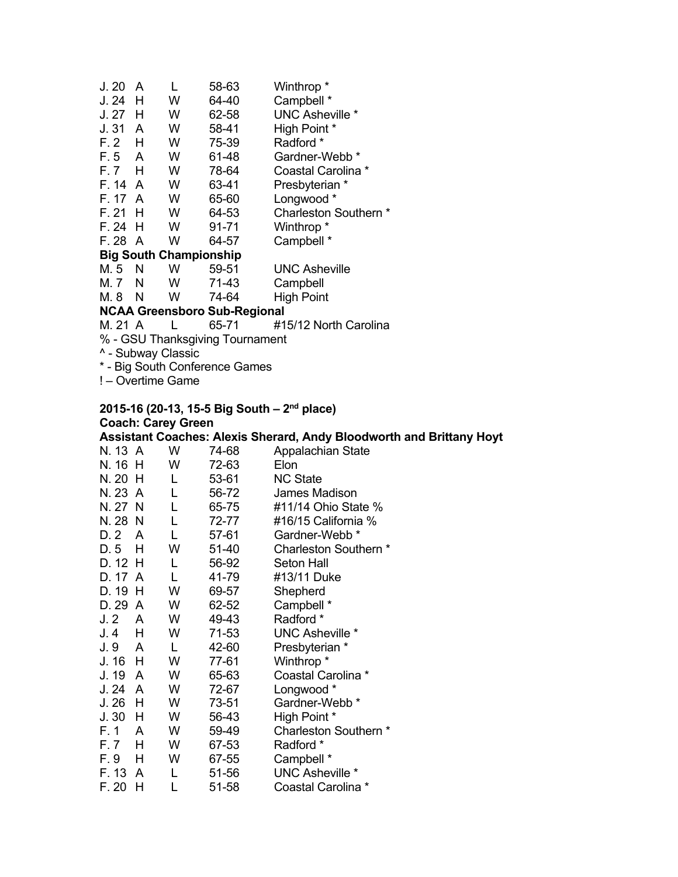| | | | | |
|---|---|---|---|---|
| J. 20 | A | L | 58-63 | Winthrop * |
| J. 24 | H | W | 64-40 | Campbell * |
| J. 27 | H | W | 62-58 | UNC Asheville * |
| J. 31 | A | W | 58-41 | High Point * |
| F. 2 | H | W | 75-39 | Radford * |
| F. 5 | A | W | 61-48 | Gardner-Webb * |
| F. 7 | H | W | 78-64 | Coastal Carolina * |
| F. 14 | A | W | 63-41 | Presbyterian * |
| F. 17 | A | W | 65-60 | Longwood * |
| F. 21 | H | W | 64-53 | Charleston Southern * |
| F. 24 | H | W | 91-71 | Winthrop * |
| F. 28 | A | W | 64-57 | Campbell * |

**Big South Championship**

| | | | | |
|---|---|---|---|---|
| M. 5 | N | W | 59-51 | UNC Asheville |
| M. 7 | N | W | 71-43 | Campbell |
| M. 8 | N | W | 74-64 | High Point |

**NCAA Greensboro Sub-Regional**

| | | | | |
|---|---|---|---|---|
| M. 21 | A | L | 65-71 | #15/12 North Carolina |

% - GSU Thanksgiving Tournament
^ - Subway Classic
* - Big South Conference Games
! – Overtime Game

**2015-16 (20-13, 15-5 Big South – 2nd place)**
**Coach: Carey Green**
**Assistant Coaches: Alexis Sherard, Andy Bloodworth and Brittany Hoyt**

| | | | | |
|---|---|---|---|---|
| N. 13 | A | W | 74-68 | Appalachian State |
| N. 16 | H | W | 72-63 | Elon |
| N. 20 | H | L | 53-61 | NC State |
| N. 23 | A | L | 56-72 | James Madison |
| N. 27 | N | L | 65-75 | #11/14 Ohio State % |
| N. 28 | N | L | 72-77 | #16/15 California % |
| D. 2 | A | L | 57-61 | Gardner-Webb * |
| D. 5 | H | W | 51-40 | Charleston Southern * |
| D. 12 | H | L | 56-92 | Seton Hall |
| D. 17 | A | L | 41-79 | #13/11 Duke |
| D. 19 | H | W | 69-57 | Shepherd |
| D. 29 | A | W | 62-52 | Campbell * |
| J. 2 | A | W | 49-43 | Radford * |
| J. 4 | H | W | 71-53 | UNC Asheville * |
| J. 9 | A | L | 42-60 | Presbyterian * |
| J. 16 | H | W | 77-61 | Winthrop * |
| J. 19 | A | W | 65-63 | Coastal Carolina * |
| J. 24 | A | W | 72-67 | Longwood * |
| J. 26 | H | W | 73-51 | Gardner-Webb * |
| J. 30 | H | W | 56-43 | High Point * |
| F. 1 | A | W | 59-49 | Charleston Southern * |
| F. 7 | H | W | 67-53 | Radford * |
| F. 9 | H | W | 67-55 | Campbell * |
| F. 13 | A | L | 51-56 | UNC Asheville * |
| F. 20 | H | L | 51-58 | Coastal Carolina * |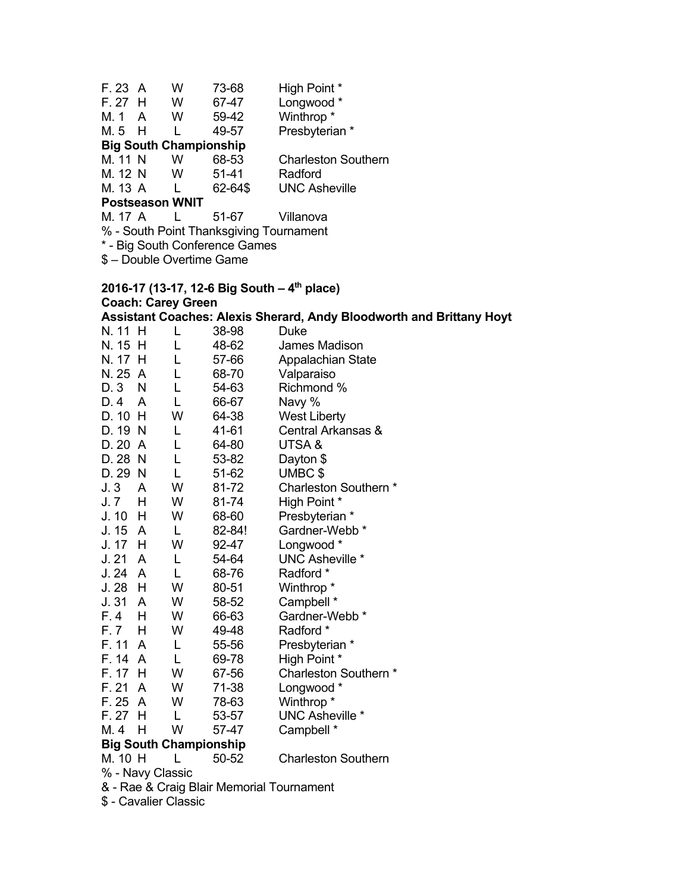| | | | | |
|---|---|---|---|---|
| F. 23 | A | W | 73-68 | High Point * |
| F. 27 | H | W | 67-47 | Longwood * |
| M. 1 | A | W | 59-42 | Winthrop * |
| M. 5 | H | L | 49-57 | Presbyterian * |

**Big South Championship**

| | | | | |
|---|---|---|---|---|
| M. 11 | N | W | 68-53 | Charleston Southern |
| M. 12 | N | W | 51-41 | Radford |
| M. 13 | A | L | 62-64$ | UNC Asheville |

**Postseason WNIT**

| | | | | |
|---|---|---|---|---|
| M. 17 | A | L | 51-67 | Villanova |

% - South Point Thanksgiving Tournament
* - Big South Conference Games
$ – Double Overtime Game

**2016-17 (13-17, 12-6 Big South – 4th place)**
**Coach: Carey Green**
**Assistant Coaches: Alexis Sherard, Andy Bloodworth and Brittany Hoyt**

| | | | | |
|---|---|---|---|---|
| N. 11 | H | L | 38-98 | Duke |
| N. 15 | H | L | 48-62 | James Madison |
| N. 17 | H | L | 57-66 | Appalachian State |
| N. 25 | A | L | 68-70 | Valparaiso |
| D. 3 | N | L | 54-63 | Richmond % |
| D. 4 | A | L | 66-67 | Navy % |
| D. 10 | H | W | 64-38 | West Liberty |
| D. 19 | N | L | 41-61 | Central Arkansas & |
| D. 20 | A | L | 64-80 | UTSA & |
| D. 28 | N | L | 53-82 | Dayton $ |
| D. 29 | N | L | 51-62 | UMBC $ |
| J. 3 | A | W | 81-72 | Charleston Southern * |
| J. 7 | H | W | 81-74 | High Point * |
| J. 10 | H | W | 68-60 | Presbyterian * |
| J. 15 | A | L | 82-84! | Gardner-Webb * |
| J. 17 | H | W | 92-47 | Longwood * |
| J. 21 | A | L | 54-64 | UNC Asheville * |
| J. 24 | A | L | 68-76 | Radford * |
| J. 28 | H | W | 80-51 | Winthrop * |
| J. 31 | A | W | 58-52 | Campbell * |
| F. 4 | H | W | 66-63 | Gardner-Webb * |
| F. 7 | H | W | 49-48 | Radford * |
| F. 11 | A | L | 55-56 | Presbyterian * |
| F. 14 | A | L | 69-78 | High Point * |
| F. 17 | H | W | 67-56 | Charleston Southern * |
| F. 21 | A | W | 71-38 | Longwood * |
| F. 25 | A | W | 78-63 | Winthrop * |
| F. 27 | H | L | 53-57 | UNC Asheville * |
| M. 4 | H | W | 57-47 | Campbell * |

**Big South Championship**

| | | | | |
|---|---|---|---|---|
| M. 10 | H | L | 50-52 | Charleston Southern |

% - Navy Classic
& - Rae & Craig Blair Memorial Tournament
$ - Cavalier Classic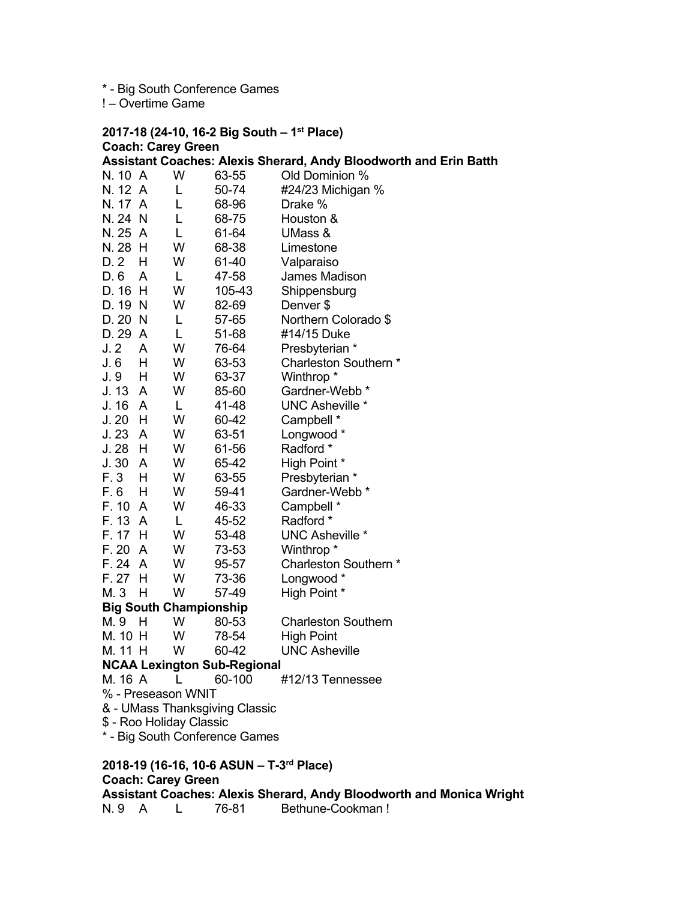* - Big South Conference Games
! – Overtime Game

**2017-18 (24-10, 16-2 Big South – 1st Place)**
**Coach: Carey Green**
**Assistant Coaches: Alexis Sherard, Andy Bloodworth and Erin Batth**

| | | | | |
|---|---|---|---|---|
| N. 10 | A | W | 63-55 | Old Dominion % |
| N. 12 | A | L | 50-74 | #24/23 Michigan % |
| N. 17 | A | L | 68-96 | Drake % |
| N. 24 | N | L | 68-75 | Houston & |
| N. 25 | A | L | 61-64 | UMass & |
| N. 28 | H | W | 68-38 | Limestone |
| D. 2 | H | W | 61-40 | Valparaiso |
| D. 6 | A | L | 47-58 | James Madison |
| D. 16 | H | W | 105-43 | Shippensburg |
| D. 19 | N | W | 82-69 | Denver $ |
| D. 20 | N | L | 57-65 | Northern Colorado $ |
| D. 29 | A | L | 51-68 | #14/15 Duke |
| J. 2 | A | W | 76-64 | Presbyterian * |
| J. 6 | H | W | 63-53 | Charleston Southern * |
| J. 9 | H | W | 63-37 | Winthrop * |
| J. 13 | A | W | 85-60 | Gardner-Webb * |
| J. 16 | A | L | 41-48 | UNC Asheville * |
| J. 20 | H | W | 60-42 | Campbell * |
| J. 23 | A | W | 63-51 | Longwood * |
| J. 28 | H | W | 61-56 | Radford * |
| J. 30 | A | W | 65-42 | High Point * |
| F. 3 | H | W | 63-55 | Presbyterian * |
| F. 6 | H | W | 59-41 | Gardner-Webb * |
| F. 10 | A | W | 46-33 | Campbell * |
| F. 13 | A | L | 45-52 | Radford * |
| F. 17 | H | W | 53-48 | UNC Asheville * |
| F. 20 | A | W | 73-53 | Winthrop * |
| F. 24 | A | W | 95-57 | Charleston Southern * |
| F. 27 | H | W | 73-36 | Longwood * |
| M. 3 | H | W | 57-49 | High Point * |
| **Big South Championship** | | | | |
| M. 9 | H | W | 80-53 | Charleston Southern |
| M. 10 | H | W | 78-54 | High Point |
| M. 11 | H | W | 60-42 | UNC Asheville |
| **NCAA Lexington Sub-Regional** | | | | |
| M. 16 | A | L | 60-100 | #12/13 Tennessee |

% - Preseason WNIT
& - UMass Thanksgiving Classic
$ - Roo Holiday Classic
* - Big South Conference Games

**2018-19 (16-16, 10-6 ASUN – T-3rd Place)**
**Coach: Carey Green**
**Assistant Coaches: Alexis Sherard, Andy Bloodworth and Monica Wright**

| | | | | |
|---|---|---|---|---|
| N. 9 | A | L | 76-81 | Bethune-Cookman ! |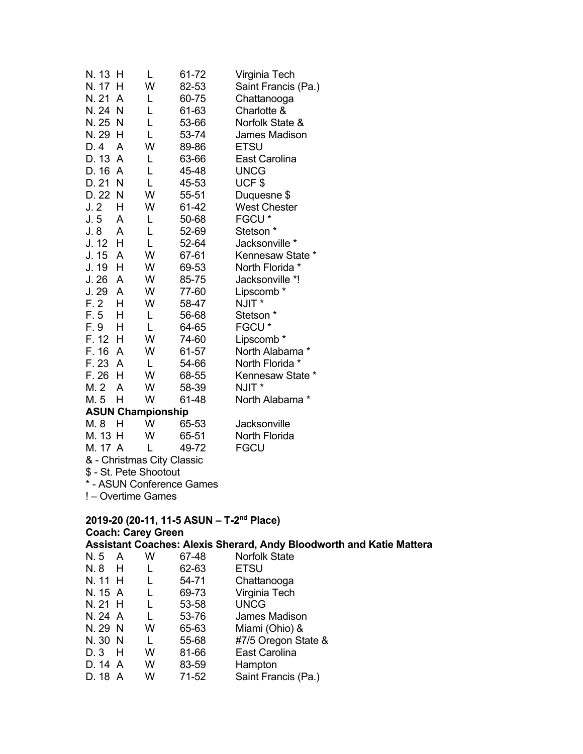| | | | | |
|---|---|---|---|---|
| N. 13 | H | L | 61-72 | Virginia Tech |
| N. 17 | H | W | 82-53 | Saint Francis (Pa.) |
| N. 21 | A | L | 60-75 | Chattanooga |
| N. 24 | N | L | 61-63 | Charlotte & |
| N. 25 | N | L | 53-66 | Norfolk State & |
| N. 29 | H | L | 53-74 | James Madison |
| D. 4 | A | W | 89-86 | ETSU |
| D. 13 | A | L | 63-66 | East Carolina |
| D. 16 | A | L | 45-48 | UNCG |
| D. 21 | N | L | 45-53 | UCF $ |
| D. 22 | N | W | 55-51 | Duquesne $ |
| J. 2 | H | W | 61-42 | West Chester |
| J. 5 | A | L | 50-68 | FGCU * |
| J. 8 | A | L | 52-69 | Stetson * |
| J. 12 | H | L | 52-64 | Jacksonville * |
| J. 15 | A | W | 67-61 | Kennesaw State * |
| J. 19 | H | W | 69-53 | North Florida * |
| J. 26 | A | W | 85-75 | Jacksonville *! |
| J. 29 | A | W | 77-60 | Lipscomb * |
| F. 2 | H | W | 58-47 | NJIT * |
| F. 5 | H | L | 56-68 | Stetson * |
| F. 9 | H | L | 64-65 | FGCU * |
| F. 12 | H | W | 74-60 | Lipscomb * |
| F. 16 | A | W | 61-57 | North Alabama * |
| F. 23 | A | L | 54-66 | North Florida * |
| F. 26 | H | W | 68-55 | Kennesaw State * |
| M. 2 | A | W | 58-39 | NJIT * |
| M. 5 | H | W | 61-48 | North Alabama * |

**ASUN Championship**

| | | | | |
|---|---|---|---|---|
| M. 8 | H | W | 65-53 | Jacksonville |
| M. 13 | H | W | 65-51 | North Florida |
| M. 17 | A | L | 49-72 | FGCU |

& - Christmas City Classic
$ - St. Pete Shootout
* - ASUN Conference Games
! – Overtime Games

**2019-20 (20-11, 11-5 ASUN – T-2nd Place)**
**Coach: Carey Green**
**Assistant Coaches: Alexis Sherard, Andy Bloodworth and Katie Mattera**

| | | | | |
|---|---|---|---|---|
| N. 5 | A | W | 67-48 | Norfolk State |
| N. 8 | H | L | 62-63 | ETSU |
| N. 11 | H | L | 54-71 | Chattanooga |
| N. 15 | A | L | 69-73 | Virginia Tech |
| N. 21 | H | L | 53-58 | UNCG |
| N. 24 | A | L | 53-76 | James Madison |
| N. 29 | N | W | 65-63 | Miami (Ohio) & |
| N. 30 | N | L | 55-68 | #7/5 Oregon State & |
| D. 3 | H | W | 81-66 | East Carolina |
| D. 14 | A | W | 83-59 | Hampton |
| D. 18 | A | W | 71-52 | Saint Francis (Pa.) |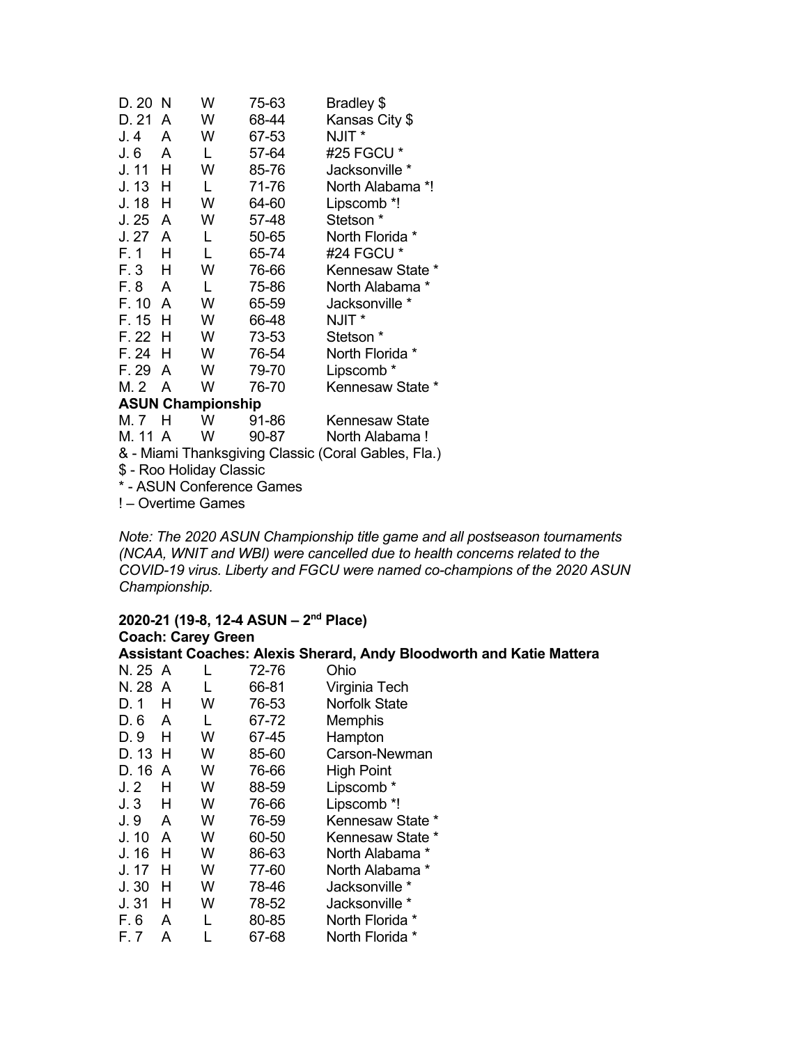| | | | | |
|---|---|---|---|---|
| D. 20 | N | W | 75-63 | Bradley $ |
| D. 21 | A | W | 68-44 | Kansas City $ |
| J. 4 | A | W | 67-53 | NJIT * |
| J. 6 | A | L | 57-64 | #25 FGCU * |
| J. 11 | H | W | 85-76 | Jacksonville * |
| J. 13 | H | L | 71-76 | North Alabama *! |
| J. 18 | H | W | 64-60 | Lipscomb *! |
| J. 25 | A | W | 57-48 | Stetson * |
| J. 27 | A | L | 50-65 | North Florida * |
| F. 1 | H | L | 65-74 | #24 FGCU * |
| F. 3 | H | W | 76-66 | Kennesaw State * |
| F. 8 | A | L | 75-86 | North Alabama * |
| F. 10 | A | W | 65-59 | Jacksonville * |
| F. 15 | H | W | 66-48 | NJIT * |
| F. 22 | H | W | 73-53 | Stetson * |
| F. 24 | H | W | 76-54 | North Florida * |
| F. 29 | A | W | 79-70 | Lipscomb * |
| M. 2 | A | W | 76-70 | Kennesaw State * |

**ASUN Championship**

| | | | | |
|---|---|---|---|---|
| M. 7 | H | W | 91-86 | Kennesaw State |
| M. 11 | A | W | 90-87 | North Alabama ! |

& - Miami Thanksgiving Classic (Coral Gables, Fla.)
$ - Roo Holiday Classic
* - ASUN Conference Games
! – Overtime Games

*Note: The 2020 ASUN Championship title game and all postseason tournaments (NCAA, WNIT and WBI) were cancelled due to health concerns related to the COVID-19 virus. Liberty and FGCU were named co-champions of the 2020 ASUN Championship.*

**2020-21 (19-8, 12-4 ASUN – 2nd Place)**
**Coach: Carey Green**
**Assistant Coaches: Alexis Sherard, Andy Bloodworth and Katie Mattera**

| | | | | |
|---|---|---|---|---|
| N. 25 | A | L | 72-76 | Ohio |
| N. 28 | A | L | 66-81 | Virginia Tech |
| D. 1 | H | W | 76-53 | Norfolk State |
| D. 6 | A | L | 67-72 | Memphis |
| D. 9 | H | W | 67-45 | Hampton |
| D. 13 | H | W | 85-60 | Carson-Newman |
| D. 16 | A | W | 76-66 | High Point |
| J. 2 | H | W | 88-59 | Lipscomb * |
| J. 3 | H | W | 76-66 | Lipscomb *! |
| J. 9 | A | W | 76-59 | Kennesaw State * |
| J. 10 | A | W | 60-50 | Kennesaw State * |
| J. 16 | H | W | 86-63 | North Alabama * |
| J. 17 | H | W | 77-60 | North Alabama * |
| J. 30 | H | W | 78-46 | Jacksonville * |
| J. 31 | H | W | 78-52 | Jacksonville * |
| F. 6 | A | L | 80-85 | North Florida * |
| F. 7 | A | L | 67-68 | North Florida * |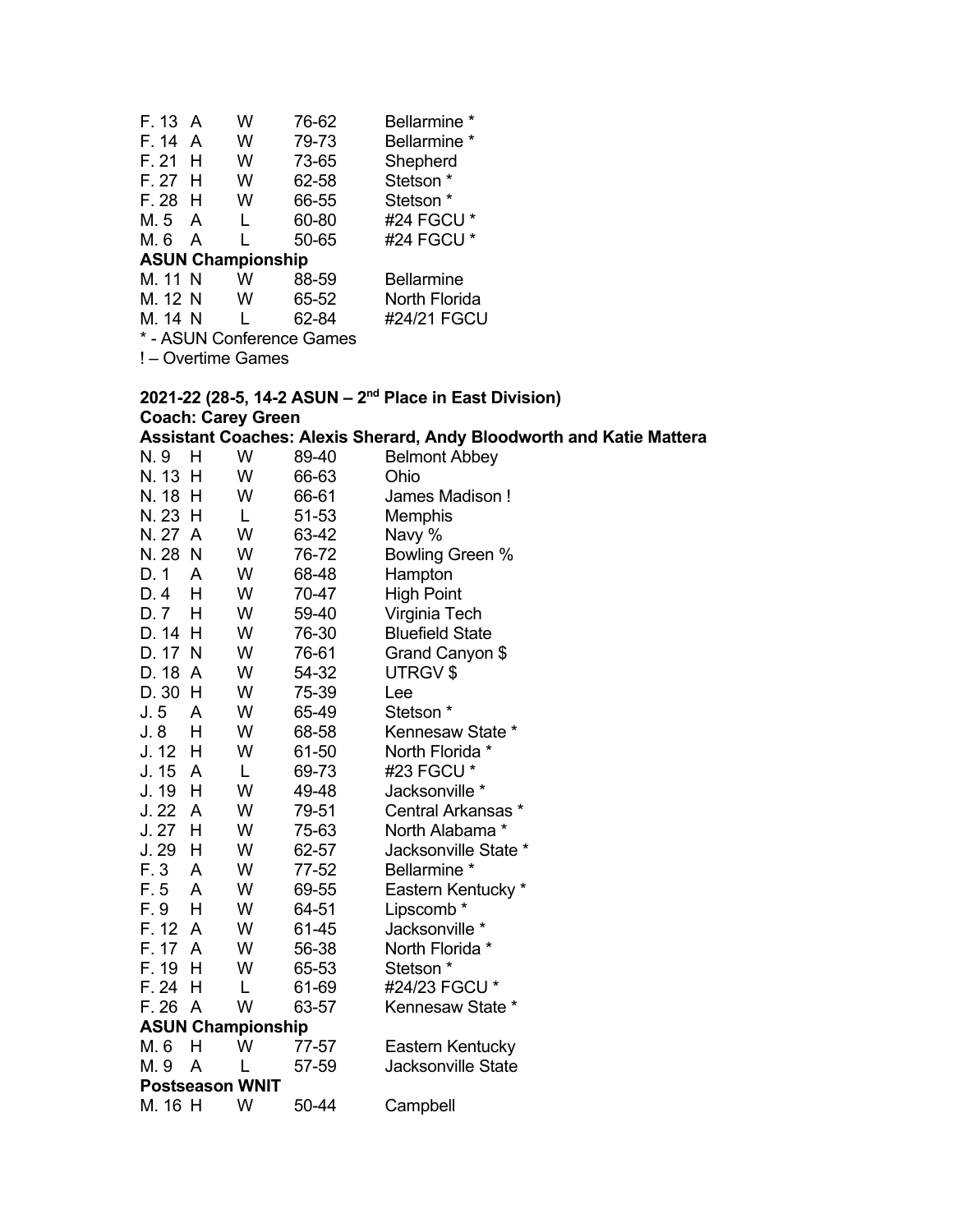| | | | | |
|---|---|---|---|---|
| F. 13 | A | W | 76-62 | Bellarmine * |
| F. 14 | A | W | 79-73 | Bellarmine * |
| F. 21 | H | W | 73-65 | Shepherd |
| F. 27 | H | W | 62-58 | Stetson * |
| F. 28 | H | W | 66-55 | Stetson * |
| M. 5 | A | L | 60-80 | #24 FGCU * |
| M. 6 | A | L | 50-65 | #24 FGCU * |
| **ASUN Championship** | | | | |
| M. 11 | N | W | 88-59 | Bellarmine |
| M. 12 | N | W | 65-52 | North Florida |
| M. 14 | N | L | 62-84 | #24/21 FGCU |

\* - ASUN Conference Games

! – Overtime Games

**2021-22 (28-5, 14-2 ASUN – 2nd Place in East Division)**

**Coach: Carey Green**

**Assistant Coaches: Alexis Sherard, Andy Bloodworth and Katie Mattera**

| | | | | |
|---|---|---|---|---|
| N. 9 | H | W | 89-40 | Belmont Abbey |
| N. 13 | H | W | 66-63 | Ohio |
| N. 18 | H | W | 66-61 | James Madison ! |
| N. 23 | H | L | 51-53 | Memphis |
| N. 27 | A | W | 63-42 | Navy % |
| N. 28 | N | W | 76-72 | Bowling Green % |
| D. 1 | A | W | 68-48 | Hampton |
| D. 4 | H | W | 70-47 | High Point |
| D. 7 | H | W | 59-40 | Virginia Tech |
| D. 14 | H | W | 76-30 | Bluefield State |
| D. 17 | N | W | 76-61 | Grand Canyon $ |
| D. 18 | A | W | 54-32 | UTRGV $ |
| D. 30 | H | W | 75-39 | Lee |
| J. 5 | A | W | 65-49 | Stetson * |
| J. 8 | H | W | 68-58 | Kennesaw State * |
| J. 12 | H | W | 61-50 | North Florida * |
| J. 15 | A | L | 69-73 | #23 FGCU * |
| J. 19 | H | W | 49-48 | Jacksonville * |
| J. 22 | A | W | 79-51 | Central Arkansas * |
| J. 27 | H | W | 75-63 | North Alabama * |
| J. 29 | H | W | 62-57 | Jacksonville State * |
| F. 3 | A | W | 77-52 | Bellarmine * |
| F. 5 | A | W | 69-55 | Eastern Kentucky * |
| F. 9 | H | W | 64-51 | Lipscomb * |
| F. 12 | A | W | 61-45 | Jacksonville * |
| F. 17 | A | W | 56-38 | North Florida * |
| F. 19 | H | W | 65-53 | Stetson * |
| F. 24 | H | L | 61-69 | #24/23 FGCU * |
| F. 26 | A | W | 63-57 | Kennesaw State * |
| **ASUN Championship** | | | | |
| M. 6 | H | W | 77-57 | Eastern Kentucky |
| M. 9 | A | L | 57-59 | Jacksonville State |
| **Postseason WNIT** | | | | |
| M. 16 | H | W | 50-44 | Campbell |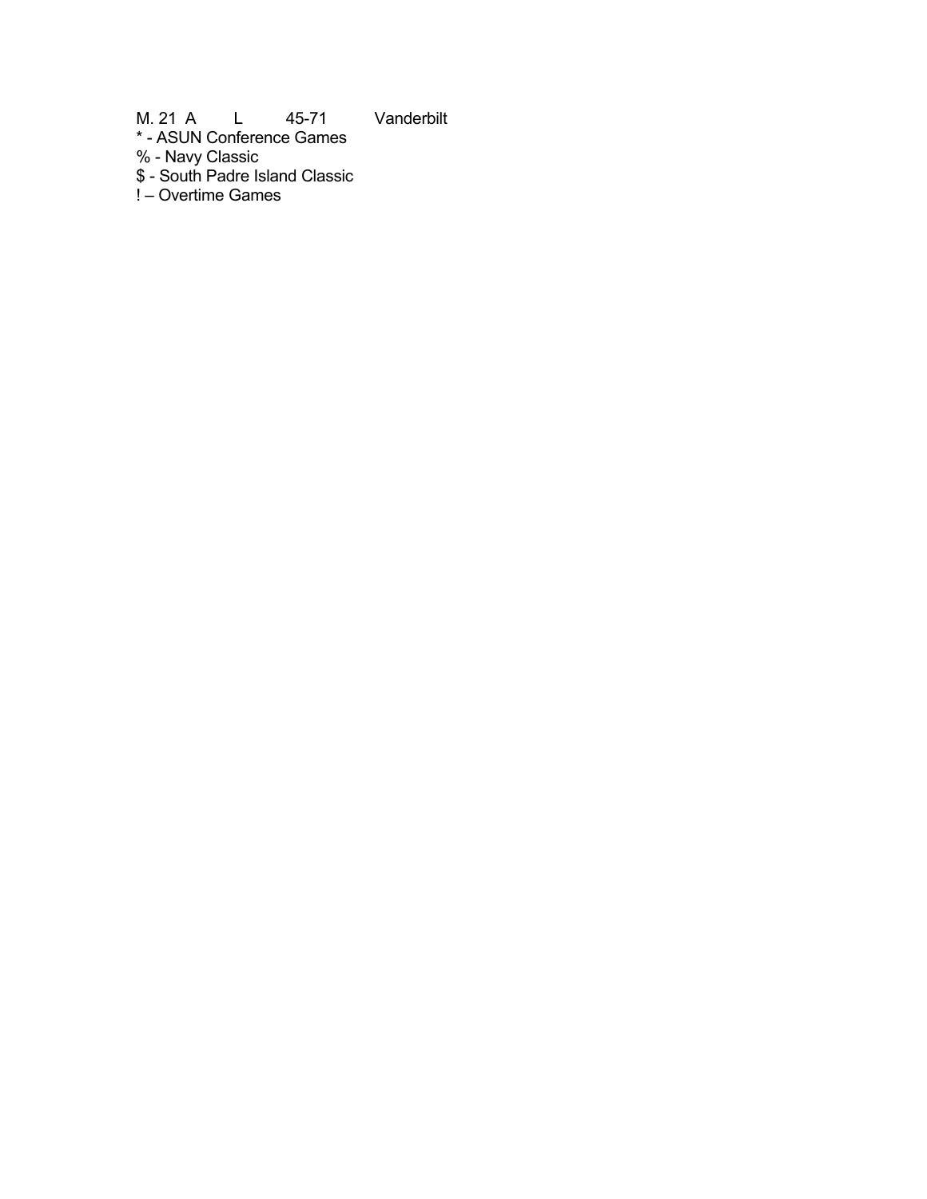M. 21 A L 45-71 Vanderbilt

* - ASUN Conference Games

% - Navy Classic

$ - South Padre Island Classic

! – Overtime Games